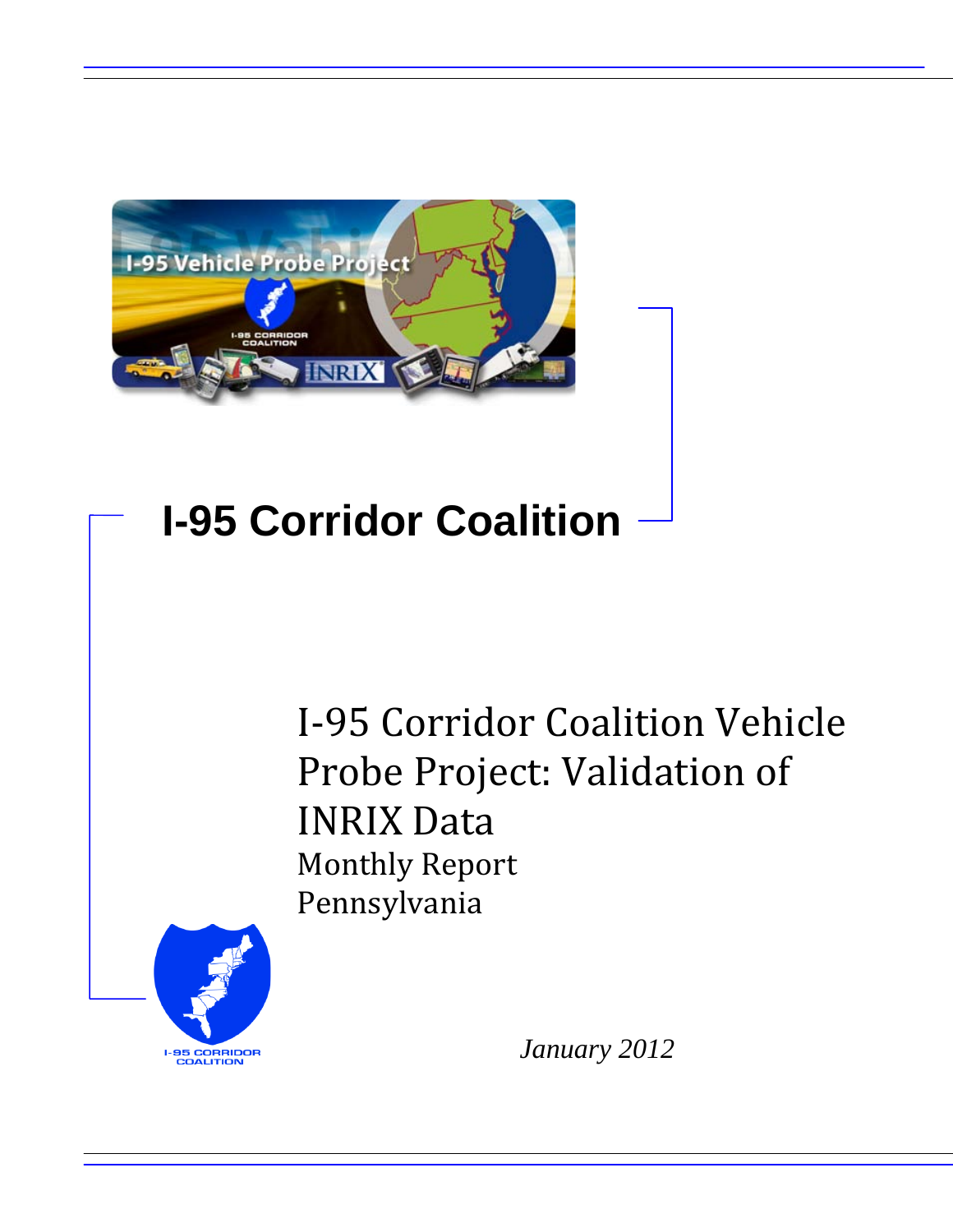# I-95 Corridor Coalition

## I-95 Corridor Coalition Vehicle Probe Project: Validation of INRIX Data

Monthly Report

Pennsylvania

*January 2012*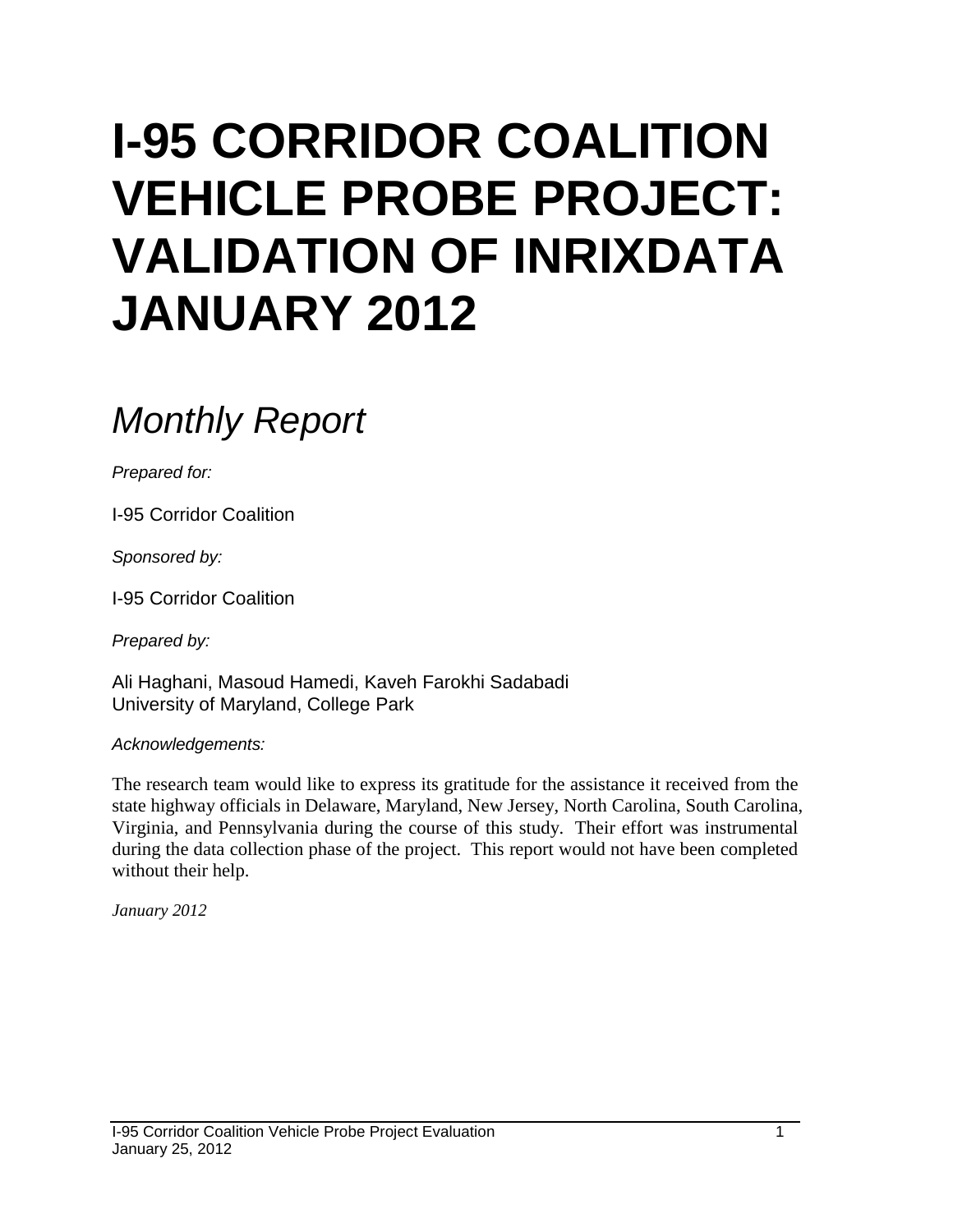# I-95 CORRIDOR COALITION VEHICLE PROBE PROJECT: VALIDATION OF INRIXDATA JANUARY 2012

## *Monthly Report*

*Prepared for:*

I-95 Corridor Coalition

*Sponsored by:*

I-95 Corridor Coalition

*Prepared by:*

Ali Haghani, Masoud Hamedi, Kaveh Farokhi Sadabadi
University of Maryland, College Park

*Acknowledgements:*

The research team would like to express its gratitude for the assistance it received from the state highway officials in Delaware, Maryland, New Jersey, North Carolina, South Carolina, Virginia, and Pennsylvania during the course of this study. Their effort was instrumental during the data collection phase of the project. This report would not have been completed without their help.

*January 2012*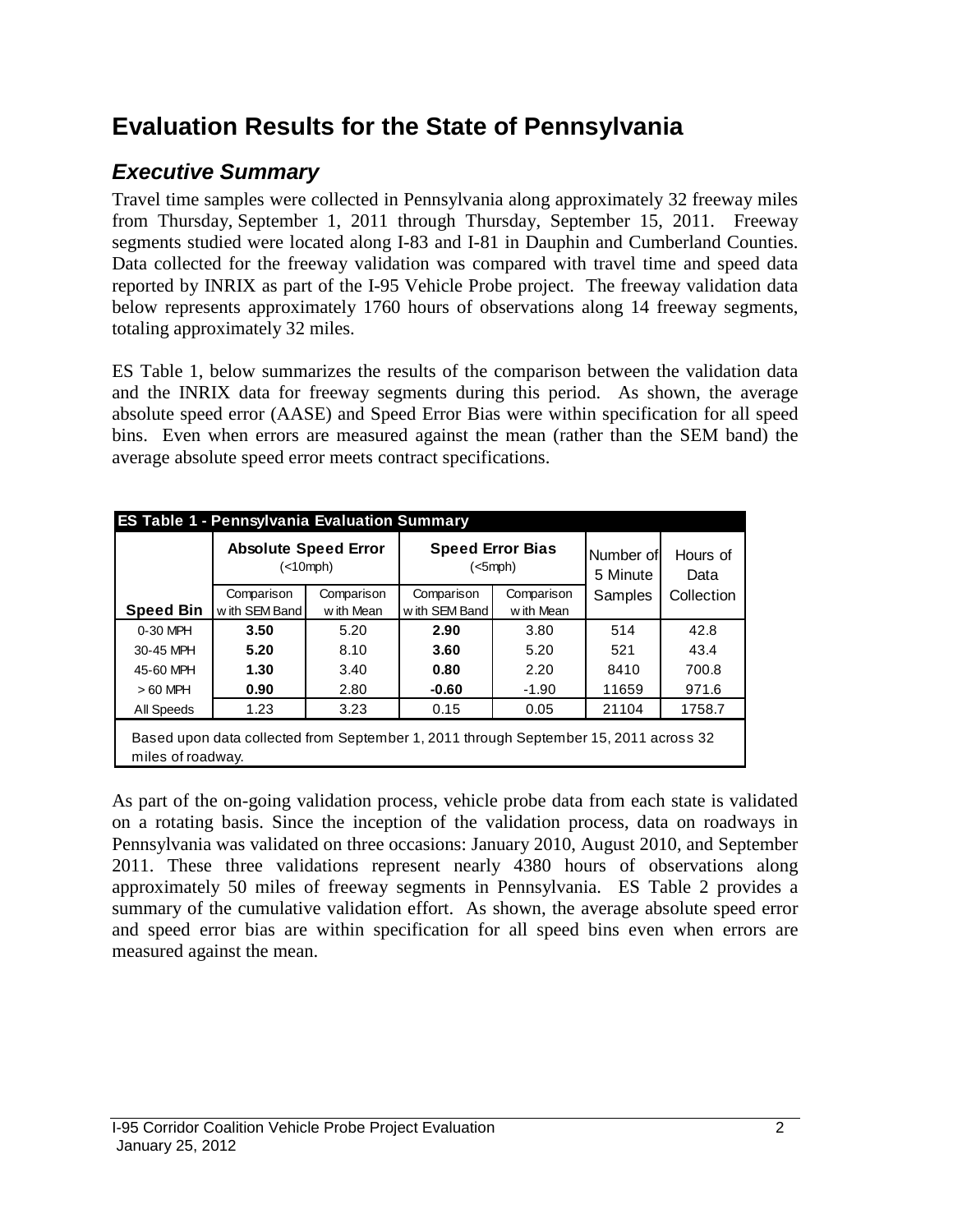# Evaluation Results for the State of Pennsylvania

## *Executive Summary*

Travel time samples were collected in Pennsylvania along approximately 32 freeway miles from Thursday, September 1, 2011 through Thursday, September 15, 2011. Freeway segments studied were located along I-83 and I-81 in Dauphin and Cumberland Counties. Data collected for the freeway validation was compared with travel time and speed data reported by INRIX as part of the I-95 Vehicle Probe project. The freeway validation data below represents approximately 1760 hours of observations along 14 freeway segments, totaling approximately 32 miles.

ES Table 1, below summarizes the results of the comparison between the validation data and the INRIX data for freeway segments during this period. As shown, the average absolute speed error (AASE) and Speed Error Bias were within specification for all speed bins. Even when errors are measured against the mean (rather than the SEM band) the average absolute speed error meets contract specifications.

**ES Table 1 - Pennsylvania Evaluation Summary**

| | **Absolute Speed Error** (<10mph) | | **Speed Error Bias** (<5mph) | | Number of 5 Minute Samples | Hours of Data Collection |
|---|---|---|---|---|---|---|
| **Speed Bin** | Comparison with SEM Band | Comparison with Mean | Comparison with SEM Band | Comparison with Mean | | |
| 0-30 MPH | **3.50** | 5.20 | **2.90** | 3.80 | 514 | 42.8 |
| 30-45 MPH | **5.20** | 8.10 | **3.60** | 5.20 | 521 | 43.4 |
| 45-60 MPH | **1.30** | 3.40 | **0.80** | 2.20 | 8410 | 700.8 |
| > 60 MPH | **0.90** | 2.80 | **-0.60** | -1.90 | 11659 | 971.6 |
| All Speeds | 1.23 | 3.23 | 0.15 | 0.05 | 21104 | 1758.7 |

Based upon data collected from September 1, 2011 through September 15, 2011 across 32 miles of roadway.

As part of the on-going validation process, vehicle probe data from each state is validated on a rotating basis. Since the inception of the validation process, data on roadways in Pennsylvania was validated on three occasions: January 2010, August 2010, and September 2011. These three validations represent nearly 4380 hours of observations along approximately 50 miles of freeway segments in Pennsylvania. ES Table 2 provides a summary of the cumulative validation effort. As shown, the average absolute speed error and speed error bias are within specification for all speed bins even when errors are measured against the mean.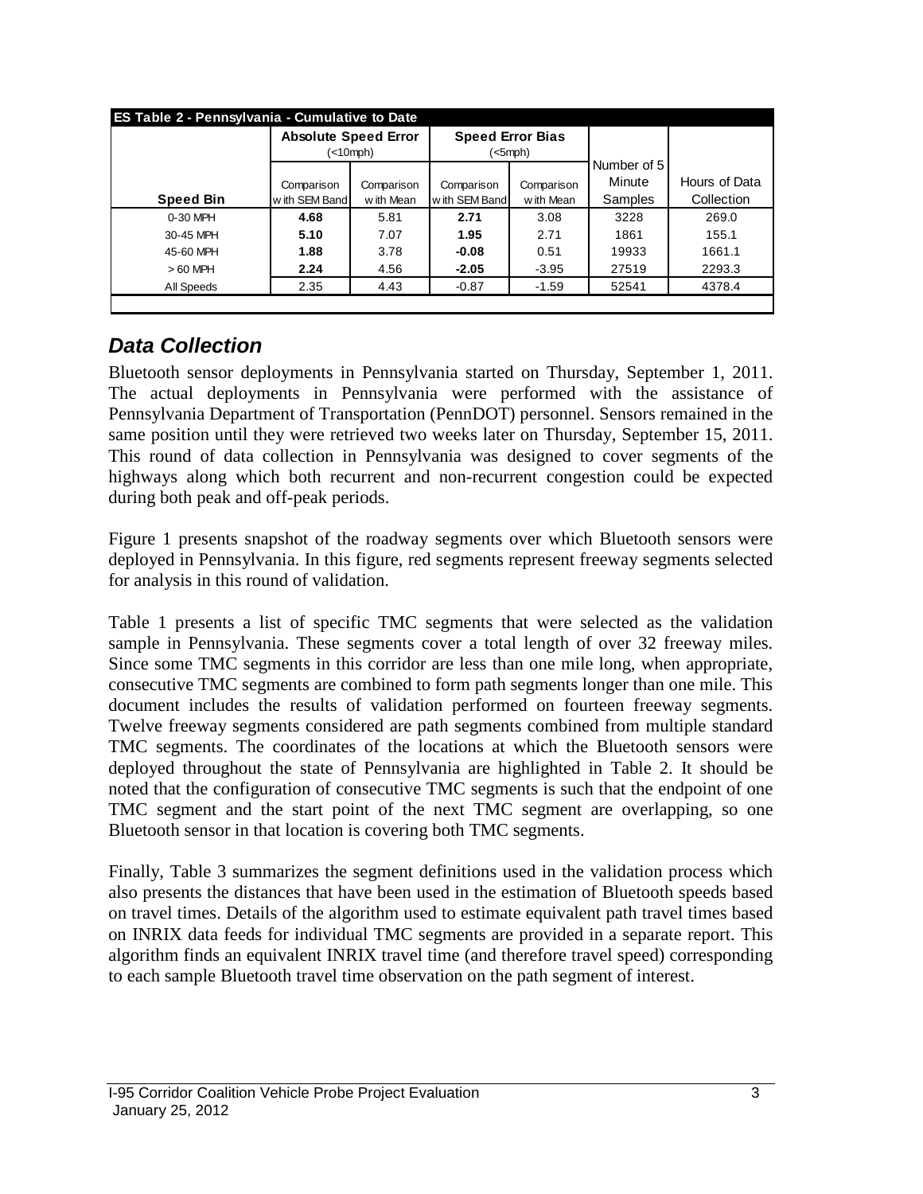| ES Table 2 - Pennsylvania - Cumulative to Date | | | | | | |
|---|---|---|---|---|---|---|
| | **Absolute Speed Error** (<10mph) | | **Speed Error Bias** (<5mph) | | | |
| **Speed Bin** | Comparison with SEM Band | Comparison with Mean | Comparison with SEM Band | Comparison with Mean | Number of 5 Minute Samples | Hours of Data Collection |
| 0-30 MPH | **4.68** | 5.81 | **2.71** | 3.08 | 3228 | 269.0 |
| 30-45 MPH | **5.10** | 7.07 | **1.95** | 2.71 | 1861 | 155.1 |
| 45-60 MPH | **1.88** | 3.78 | **-0.08** | 0.51 | 19933 | 1661.1 |
| > 60 MPH | **2.24** | 4.56 | **-2.05** | -3.95 | 27519 | 2293.3 |
| All Speeds | 2.35 | 4.43 | -0.87 | -1.59 | 52541 | 4378.4 |

## *Data Collection*

Bluetooth sensor deployments in Pennsylvania started on Thursday, September 1, 2011. The actual deployments in Pennsylvania were performed with the assistance of Pennsylvania Department of Transportation (PennDOT) personnel. Sensors remained in the same position until they were retrieved two weeks later on Thursday, September 15, 2011. This round of data collection in Pennsylvania was designed to cover segments of the highways along which both recurrent and non-recurrent congestion could be expected during both peak and off-peak periods.

Figure 1 presents snapshot of the roadway segments over which Bluetooth sensors were deployed in Pennsylvania. In this figure, red segments represent freeway segments selected for analysis in this round of validation.

Table 1 presents a list of specific TMC segments that were selected as the validation sample in Pennsylvania. These segments cover a total length of over 32 freeway miles. Since some TMC segments in this corridor are less than one mile long, when appropriate, consecutive TMC segments are combined to form path segments longer than one mile. This document includes the results of validation performed on fourteen freeway segments. Twelve freeway segments considered are path segments combined from multiple standard TMC segments. The coordinates of the locations at which the Bluetooth sensors were deployed throughout the state of Pennsylvania are highlighted in Table 2. It should be noted that the configuration of consecutive TMC segments is such that the endpoint of one TMC segment and the start point of the next TMC segment are overlapping, so one Bluetooth sensor in that location is covering both TMC segments.

Finally, Table 3 summarizes the segment definitions used in the validation process which also presents the distances that have been used in the estimation of Bluetooth speeds based on travel times. Details of the algorithm used to estimate equivalent path travel times based on INRIX data feeds for individual TMC segments are provided in a separate report. This algorithm finds an equivalent INRIX travel time (and therefore travel speed) corresponding to each sample Bluetooth travel time observation on the path segment of interest.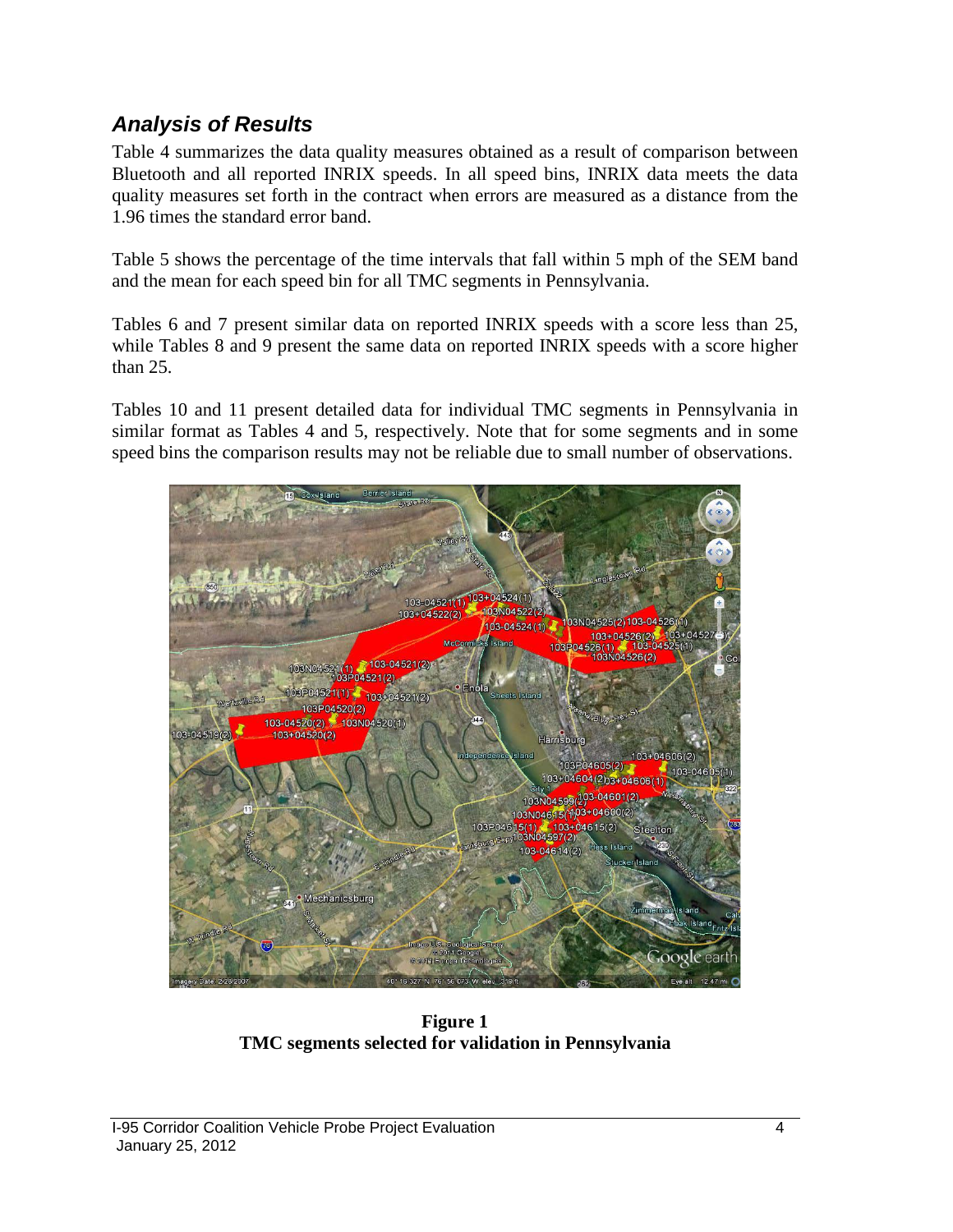## *Analysis of Results*

Table 4 summarizes the data quality measures obtained as a result of comparison between Bluetooth and all reported INRIX speeds. In all speed bins, INRIX data meets the data quality measures set forth in the contract when errors are measured as a distance from the 1.96 times the standard error band.

Table 5 shows the percentage of the time intervals that fall within 5 mph of the SEM band and the mean for each speed bin for all TMC segments in Pennsylvania.

Tables 6 and 7 present similar data on reported INRIX speeds with a score less than 25, while Tables 8 and 9 present the same data on reported INRIX speeds with a score higher than 25.

Tables 10 and 11 present detailed data for individual TMC segments in Pennsylvania in similar format as Tables 4 and 5, respectively. Note that for some segments and in some speed bins the comparison results may not be reliable due to small number of observations.

**Figure 1**
**TMC segments selected for validation in Pennsylvania**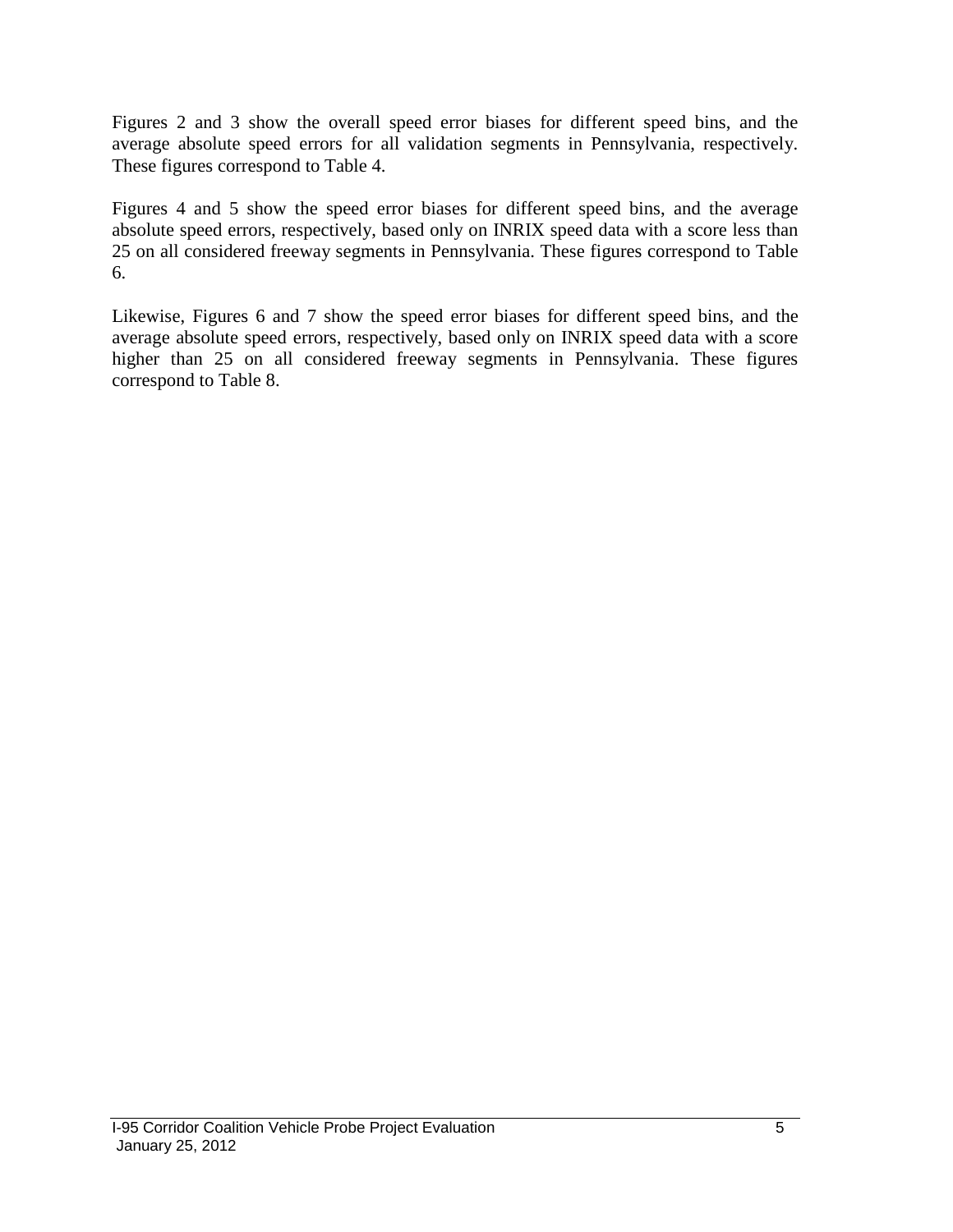Figures 2 and 3 show the overall speed error biases for different speed bins, and the average absolute speed errors for all validation segments in Pennsylvania, respectively. These figures correspond to Table 4.

Figures 4 and 5 show the speed error biases for different speed bins, and the average absolute speed errors, respectively, based only on INRIX speed data with a score less than 25 on all considered freeway segments in Pennsylvania. These figures correspond to Table 6.

Likewise, Figures 6 and 7 show the speed error biases for different speed bins, and the average absolute speed errors, respectively, based only on INRIX speed data with a score higher than 25 on all considered freeway segments in Pennsylvania. These figures correspond to Table 8.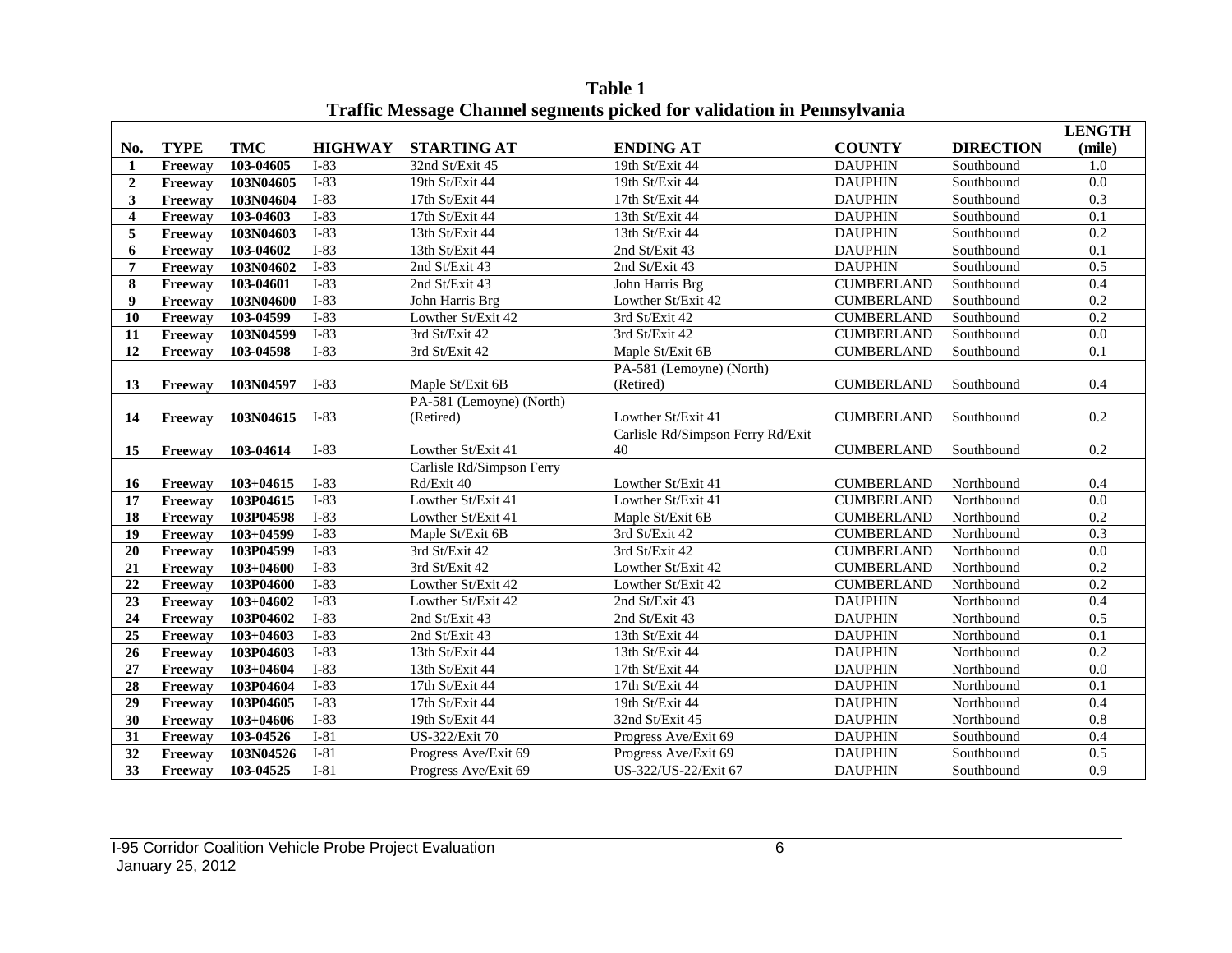**Table 1**
**Traffic Message Channel segments picked for validation in Pennsylvania**

| No. | TYPE | TMC | HIGHWAY | STARTING AT | ENDING AT | COUNTY | DIRECTION | LENGTH (mile) |
|---|---|---|---|---|---|---|---|---|
| 1 | Freeway | 103-04605 | I-83 | 32nd St/Exit 45 | 19th St/Exit 44 | DAUPHIN | Southbound | 1.0 |
| 2 | Freeway | 103N04605 | I-83 | 19th St/Exit 44 | 19th St/Exit 44 | DAUPHIN | Southbound | 0.0 |
| 3 | Freeway | 103N04604 | I-83 | 17th St/Exit 44 | 17th St/Exit 44 | DAUPHIN | Southbound | 0.3 |
| 4 | Freeway | 103-04603 | I-83 | 17th St/Exit 44 | 13th St/Exit 44 | DAUPHIN | Southbound | 0.1 |
| 5 | Freeway | 103N04603 | I-83 | 13th St/Exit 44 | 13th St/Exit 44 | DAUPHIN | Southbound | 0.2 |
| 6 | Freeway | 103-04602 | I-83 | 13th St/Exit 44 | 2nd St/Exit 43 | DAUPHIN | Southbound | 0.1 |
| 7 | Freeway | 103N04602 | I-83 | 2nd St/Exit 43 | 2nd St/Exit 43 | DAUPHIN | Southbound | 0.5 |
| 8 | Freeway | 103-04601 | I-83 | 2nd St/Exit 43 | John Harris Brg | CUMBERLAND | Southbound | 0.4 |
| 9 | Freeway | 103N04600 | I-83 | John Harris Brg | Lowther St/Exit 42 | CUMBERLAND | Southbound | 0.2 |
| 10 | Freeway | 103-04599 | I-83 | Lowther St/Exit 42 | 3rd St/Exit 42 | CUMBERLAND | Southbound | 0.2 |
| 11 | Freeway | 103N04599 | I-83 | 3rd St/Exit 42 | 3rd St/Exit 42 | CUMBERLAND | Southbound | 0.0 |
| 12 | Freeway | 103-04598 | I-83 | 3rd St/Exit 42 | Maple St/Exit 6B | CUMBERLAND | Southbound | 0.1 |
| 13 | Freeway | 103N04597 | I-83 | Maple St/Exit 6B | PA-581 (Lemoyne) (North) (Retired) | CUMBERLAND | Southbound | 0.4 |
| 14 | Freeway | 103N04615 | I-83 | PA-581 (Lemoyne) (North) (Retired) | Lowther St/Exit 41 | CUMBERLAND | Southbound | 0.2 |
| 15 | Freeway | 103-04614 | I-83 | Lowther St/Exit 41 | Carlisle Rd/Simpson Ferry Rd/Exit 40 | CUMBERLAND | Southbound | 0.2 |
| 16 | Freeway | 103+04615 | I-83 | Carlisle Rd/Simpson Ferry Rd/Exit 40 | Lowther St/Exit 41 | CUMBERLAND | Northbound | 0.4 |
| 17 | Freeway | 103P04615 | I-83 | Lowther St/Exit 41 | Lowther St/Exit 41 | CUMBERLAND | Northbound | 0.0 |
| 18 | Freeway | 103P04598 | I-83 | Lowther St/Exit 41 | Maple St/Exit 6B | CUMBERLAND | Northbound | 0.2 |
| 19 | Freeway | 103+04599 | I-83 | Maple St/Exit 6B | 3rd St/Exit 42 | CUMBERLAND | Northbound | 0.3 |
| 20 | Freeway | 103P04599 | I-83 | 3rd St/Exit 42 | 3rd St/Exit 42 | CUMBERLAND | Northbound | 0.0 |
| 21 | Freeway | 103+04600 | I-83 | 3rd St/Exit 42 | Lowther St/Exit 42 | CUMBERLAND | Northbound | 0.2 |
| 22 | Freeway | 103P04600 | I-83 | Lowther St/Exit 42 | Lowther St/Exit 42 | CUMBERLAND | Northbound | 0.2 |
| 23 | Freeway | 103+04602 | I-83 | Lowther St/Exit 42 | 2nd St/Exit 43 | DAUPHIN | Northbound | 0.4 |
| 24 | Freeway | 103P04602 | I-83 | 2nd St/Exit 43 | 2nd St/Exit 43 | DAUPHIN | Northbound | 0.5 |
| 25 | Freeway | 103+04603 | I-83 | 2nd St/Exit 43 | 13th St/Exit 44 | DAUPHIN | Northbound | 0.1 |
| 26 | Freeway | 103P04603 | I-83 | 13th St/Exit 44 | 13th St/Exit 44 | DAUPHIN | Northbound | 0.2 |
| 27 | Freeway | 103+04604 | I-83 | 13th St/Exit 44 | 17th St/Exit 44 | DAUPHIN | Northbound | 0.0 |
| 28 | Freeway | 103P04604 | I-83 | 17th St/Exit 44 | 17th St/Exit 44 | DAUPHIN | Northbound | 0.1 |
| 29 | Freeway | 103P04605 | I-83 | 17th St/Exit 44 | 19th St/Exit 44 | DAUPHIN | Northbound | 0.4 |
| 30 | Freeway | 103+04606 | I-83 | 19th St/Exit 44 | 32nd St/Exit 45 | DAUPHIN | Northbound | 0.8 |
| 31 | Freeway | 103-04526 | I-81 | US-322/Exit 70 | Progress Ave/Exit 69 | DAUPHIN | Southbound | 0.4 |
| 32 | Freeway | 103N04526 | I-81 | Progress Ave/Exit 69 | Progress Ave/Exit 69 | DAUPHIN | Southbound | 0.5 |
| 33 | Freeway | 103-04525 | I-81 | Progress Ave/Exit 69 | US-322/US-22/Exit 67 | DAUPHIN | Southbound | 0.9 |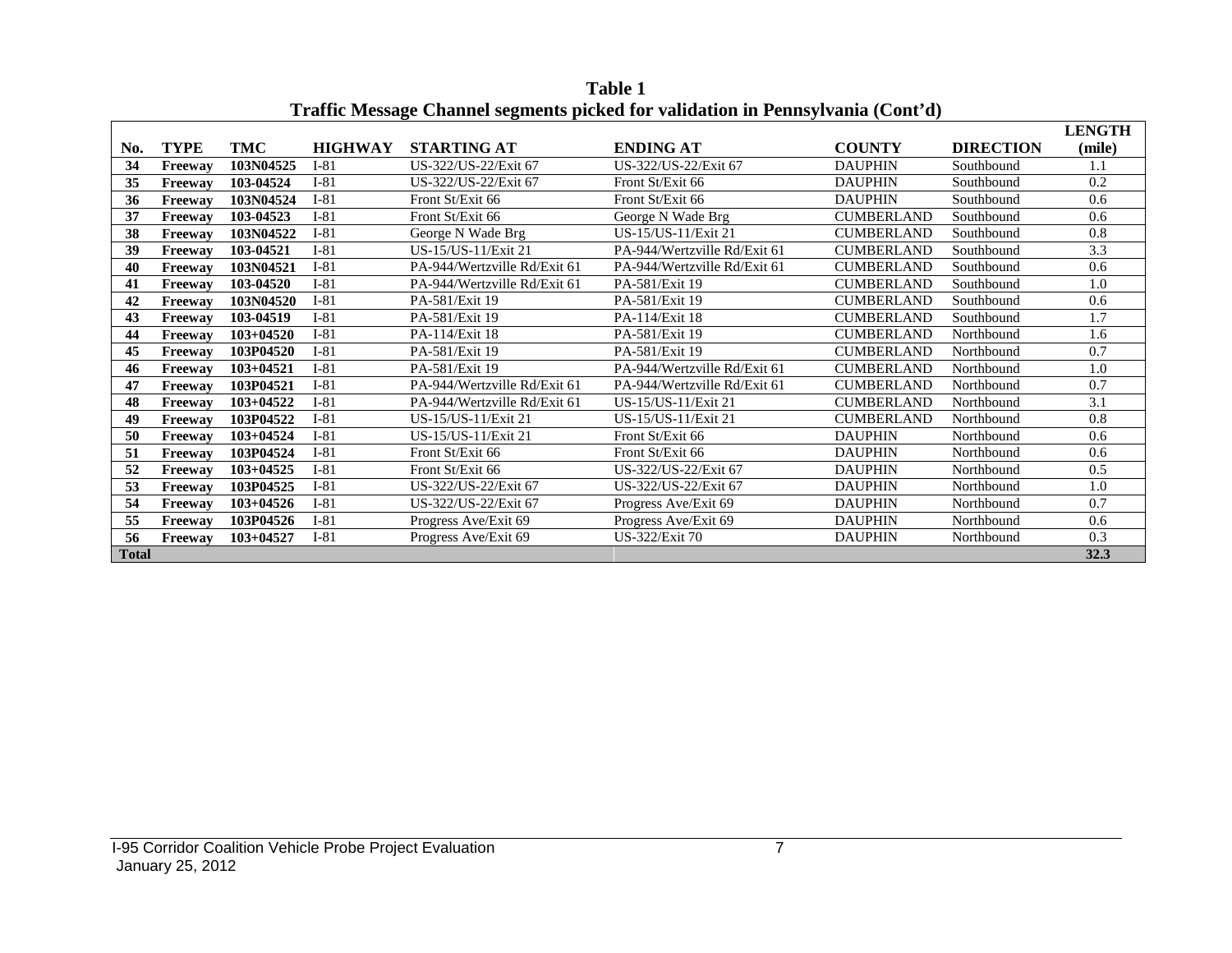**Table 1**
**Traffic Message Channel segments picked for validation in Pennsylvania (Cont'd)**

| No. | TYPE | TMC | HIGHWAY | STARTING AT | ENDING AT | COUNTY | DIRECTION | LENGTH (mile) |
|---|---|---|---|---|---|---|---|---|
| 34 | Freeway | 103N04525 | I-81 | US-322/US-22/Exit 67 | US-322/US-22/Exit 67 | DAUPHIN | Southbound | 1.1 |
| 35 | Freeway | 103-04524 | I-81 | US-322/US-22/Exit 67 | Front St/Exit 66 | DAUPHIN | Southbound | 0.2 |
| 36 | Freeway | 103N04524 | I-81 | Front St/Exit 66 | Front St/Exit 66 | DAUPHIN | Southbound | 0.6 |
| 37 | Freeway | 103-04523 | I-81 | Front St/Exit 66 | George N Wade Brg | CUMBERLAND | Southbound | 0.6 |
| 38 | Freeway | 103N04522 | I-81 | George N Wade Brg | US-15/US-11/Exit 21 | CUMBERLAND | Southbound | 0.8 |
| 39 | Freeway | 103-04521 | I-81 | US-15/US-11/Exit 21 | PA-944/Wertzville Rd/Exit 61 | CUMBERLAND | Southbound | 3.3 |
| 40 | Freeway | 103N04521 | I-81 | PA-944/Wertzville Rd/Exit 61 | PA-944/Wertzville Rd/Exit 61 | CUMBERLAND | Southbound | 0.6 |
| 41 | Freeway | 103-04520 | I-81 | PA-944/Wertzville Rd/Exit 61 | PA-581/Exit 19 | CUMBERLAND | Southbound | 1.0 |
| 42 | Freeway | 103N04520 | I-81 | PA-581/Exit 19 | PA-581/Exit 19 | CUMBERLAND | Southbound | 0.6 |
| 43 | Freeway | 103-04519 | I-81 | PA-581/Exit 19 | PA-114/Exit 18 | CUMBERLAND | Southbound | 1.7 |
| 44 | Freeway | 103+04520 | I-81 | PA-114/Exit 18 | PA-581/Exit 19 | CUMBERLAND | Northbound | 1.6 |
| 45 | Freeway | 103P04520 | I-81 | PA-581/Exit 19 | PA-581/Exit 19 | CUMBERLAND | Northbound | 0.7 |
| 46 | Freeway | 103+04521 | I-81 | PA-581/Exit 19 | PA-944/Wertzville Rd/Exit 61 | CUMBERLAND | Northbound | 1.0 |
| 47 | Freeway | 103P04521 | I-81 | PA-944/Wertzville Rd/Exit 61 | PA-944/Wertzville Rd/Exit 61 | CUMBERLAND | Northbound | 0.7 |
| 48 | Freeway | 103+04522 | I-81 | PA-944/Wertzville Rd/Exit 61 | US-15/US-11/Exit 21 | CUMBERLAND | Northbound | 3.1 |
| 49 | Freeway | 103P04522 | I-81 | US-15/US-11/Exit 21 | US-15/US-11/Exit 21 | CUMBERLAND | Northbound | 0.8 |
| 50 | Freeway | 103+04524 | I-81 | US-15/US-11/Exit 21 | Front St/Exit 66 | DAUPHIN | Northbound | 0.6 |
| 51 | Freeway | 103P04524 | I-81 | Front St/Exit 66 | Front St/Exit 66 | DAUPHIN | Northbound | 0.6 |
| 52 | Freeway | 103+04525 | I-81 | Front St/Exit 66 | US-322/US-22/Exit 67 | DAUPHIN | Northbound | 0.5 |
| 53 | Freeway | 103P04525 | I-81 | US-322/US-22/Exit 67 | US-322/US-22/Exit 67 | DAUPHIN | Northbound | 1.0 |
| 54 | Freeway | 103+04526 | I-81 | US-322/US-22/Exit 67 | Progress Ave/Exit 69 | DAUPHIN | Northbound | 0.7 |
| 55 | Freeway | 103P04526 | I-81 | Progress Ave/Exit 69 | Progress Ave/Exit 69 | DAUPHIN | Northbound | 0.6 |
| 56 | Freeway | 103+04527 | I-81 | Progress Ave/Exit 69 | US-322/Exit 70 | DAUPHIN | Northbound | 0.3 |
| **Total** | | | | | | | | **32.3** |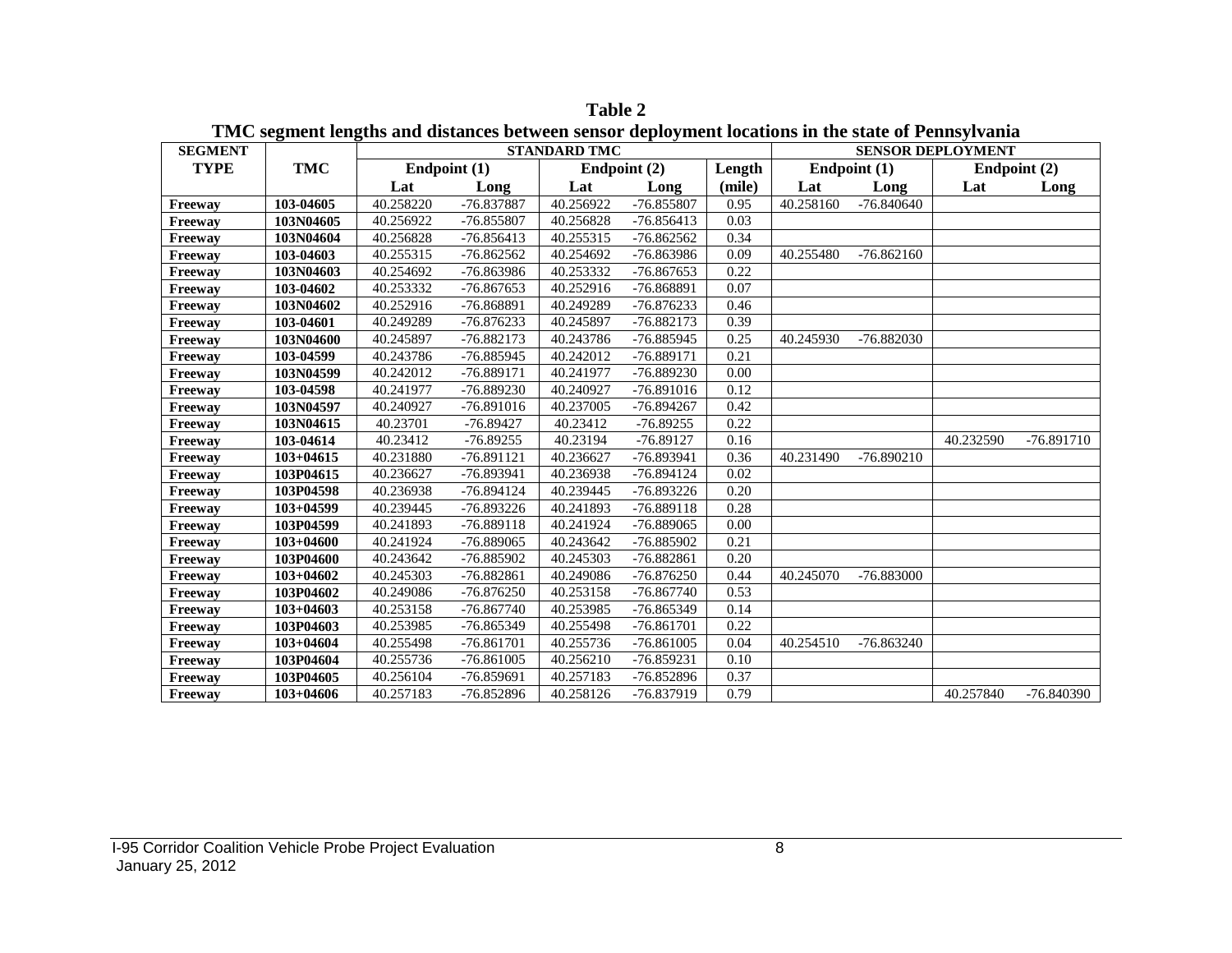**Table 2**

**TMC segment lengths and distances between sensor deployment locations in the state of Pennsylvania**

| SEGMENT | | STANDARD TMC | | | | | SENSOR DEPLOYMENT | | | |
|---|---|---|---|---|---|---|---|---|---|---|
| TYPE | TMC | Endpoint (1) | | Endpoint (2) | | Length | Endpoint (1) | | Endpoint (2) | |
| | | Lat | Long | Lat | Long | (mile) | Lat | Long | Lat | Long |
| Freeway | 103-04605 | 40.258220 | -76.837887 | 40.256922 | -76.855807 | 0.95 | 40.258160 | -76.840640 | | |
| Freeway | 103N04605 | 40.256922 | -76.855807 | 40.256828 | -76.856413 | 0.03 | | | | |
| Freeway | 103N04604 | 40.256828 | -76.856413 | 40.255315 | -76.862562 | 0.34 | | | | |
| Freeway | 103-04603 | 40.255315 | -76.862562 | 40.254692 | -76.863986 | 0.09 | 40.255480 | -76.862160 | | |
| Freeway | 103N04603 | 40.254692 | -76.863986 | 40.253332 | -76.867653 | 0.22 | | | | |
| Freeway | 103-04602 | 40.253332 | -76.867653 | 40.252916 | -76.868891 | 0.07 | | | | |
| Freeway | 103N04602 | 40.252916 | -76.868891 | 40.249289 | -76.876233 | 0.46 | | | | |
| Freeway | 103-04601 | 40.249289 | -76.876233 | 40.245897 | -76.882173 | 0.39 | | | | |
| Freeway | 103N04600 | 40.245897 | -76.882173 | 40.243786 | -76.885945 | 0.25 | 40.245930 | -76.882030 | | |
| Freeway | 103-04599 | 40.243786 | -76.885945 | 40.242012 | -76.889171 | 0.21 | | | | |
| Freeway | 103N04599 | 40.242012 | -76.889171 | 40.241977 | -76.889230 | 0.00 | | | | |
| Freeway | 103-04598 | 40.241977 | -76.889230 | 40.240927 | -76.891016 | 0.12 | | | | |
| Freeway | 103N04597 | 40.240927 | -76.891016 | 40.237005 | -76.894267 | 0.42 | | | | |
| Freeway | 103N04615 | 40.23701 | -76.89427 | 40.23412 | -76.89255 | 0.22 | | | | |
| Freeway | 103-04614 | 40.23412 | -76.89255 | 40.23194 | -76.89127 | 0.16 | | | 40.232590 | -76.891710 |
| Freeway | 103+04615 | 40.231880 | -76.891121 | 40.236627 | -76.893941 | 0.36 | 40.231490 | -76.890210 | | |
| Freeway | 103P04615 | 40.236627 | -76.893941 | 40.236938 | -76.894124 | 0.02 | | | | |
| Freeway | 103P04598 | 40.236938 | -76.894124 | 40.239445 | -76.893226 | 0.20 | | | | |
| Freeway | 103+04599 | 40.239445 | -76.893226 | 40.241893 | -76.889118 | 0.28 | | | | |
| Freeway | 103P04599 | 40.241893 | -76.889118 | 40.241924 | -76.889065 | 0.00 | | | | |
| Freeway | 103+04600 | 40.241924 | -76.889065 | 40.243642 | -76.885902 | 0.21 | | | | |
| Freeway | 103P04600 | 40.243642 | -76.885902 | 40.245303 | -76.882861 | 0.20 | | | | |
| Freeway | 103+04602 | 40.245303 | -76.882861 | 40.249086 | -76.876250 | 0.44 | 40.245070 | -76.883000 | | |
| Freeway | 103P04602 | 40.249086 | -76.876250 | 40.253158 | -76.867740 | 0.53 | | | | |
| Freeway | 103+04603 | 40.253158 | -76.867740 | 40.253985 | -76.865349 | 0.14 | | | | |
| Freeway | 103P04603 | 40.253985 | -76.865349 | 40.255498 | -76.861701 | 0.22 | | | | |
| Freeway | 103+04604 | 40.255498 | -76.861701 | 40.255736 | -76.861005 | 0.04 | 40.254510 | -76.863240 | | |
| Freeway | 103P04604 | 40.255736 | -76.861005 | 40.256210 | -76.859231 | 0.10 | | | | |
| Freeway | 103P04605 | 40.256104 | -76.859691 | 40.257183 | -76.852896 | 0.37 | | | | |
| Freeway | 103+04606 | 40.257183 | -76.852896 | 40.258126 | -76.837919 | 0.79 | | | 40.257840 | -76.840390 |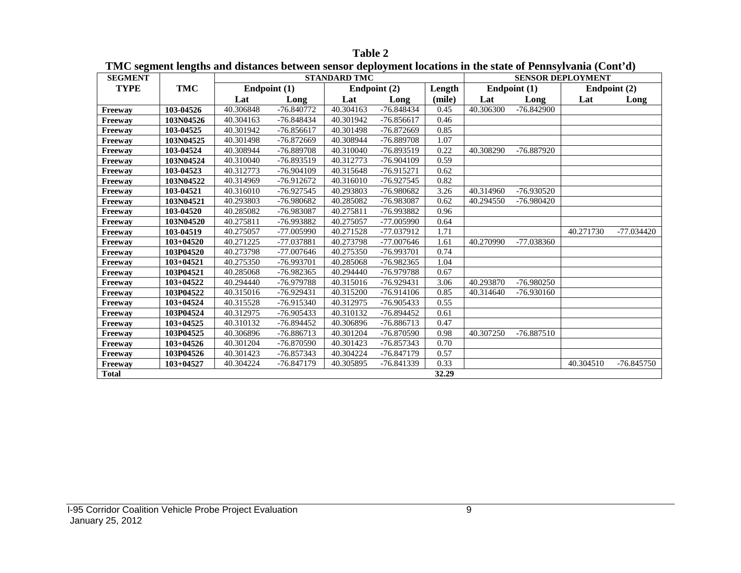**Table 2**

**TMC segment lengths and distances between sensor deployment locations in the state of Pennsylvania (Cont'd)**

| SEGMENT TYPE | TMC | STANDARD TMC | | | | | SENSOR DEPLOYMENT | | | |
|---|---|---|---|---|---|---|---|---|---|---|
| | | Endpoint (1) | | Endpoint (2) | | Length | Endpoint (1) | | Endpoint (2) | |
| | | Lat | Long | Lat | Long | (mile) | Lat | Long | Lat | Long |
| **Freeway** | **103-04526** | 40.306848 | -76.840772 | 40.304163 | -76.848434 | 0.45 | 40.306300 | -76.842900 | | |
| **Freeway** | **103N04526** | 40.304163 | -76.848434 | 40.301942 | -76.856617 | 0.46 | | | | |
| **Freeway** | **103-04525** | 40.301942 | -76.856617 | 40.301498 | -76.872669 | 0.85 | | | | |
| **Freeway** | **103N04525** | 40.301498 | -76.872669 | 40.308944 | -76.889708 | 1.07 | | | | |
| **Freeway** | **103-04524** | 40.308944 | -76.889708 | 40.310040 | -76.893519 | 0.22 | 40.308290 | -76.887920 | | |
| **Freeway** | **103N04524** | 40.310040 | -76.893519 | 40.312773 | -76.904109 | 0.59 | | | | |
| **Freeway** | **103-04523** | 40.312773 | -76.904109 | 40.315648 | -76.915271 | 0.62 | | | | |
| **Freeway** | **103N04522** | 40.314969 | -76.912672 | 40.316010 | -76.927545 | 0.82 | | | | |
| **Freeway** | **103-04521** | 40.316010 | -76.927545 | 40.293803 | -76.980682 | 3.26 | 40.314960 | -76.930520 | | |
| **Freeway** | **103N04521** | 40.293803 | -76.980682 | 40.285082 | -76.983087 | 0.62 | 40.294550 | -76.980420 | | |
| **Freeway** | **103-04520** | 40.285082 | -76.983087 | 40.275811 | -76.993882 | 0.96 | | | | |
| **Freeway** | **103N04520** | 40.275811 | -76.993882 | 40.275057 | -77.005990 | 0.64 | | | | |
| **Freeway** | **103-04519** | 40.275057 | -77.005990 | 40.271528 | -77.037912 | 1.71 | | | 40.271730 | -77.034420 |
| **Freeway** | **103+04520** | 40.271225 | -77.037881 | 40.273798 | -77.007646 | 1.61 | 40.270990 | -77.038360 | | |
| **Freeway** | **103P04520** | 40.273798 | -77.007646 | 40.275350 | -76.993701 | 0.74 | | | | |
| **Freeway** | **103+04521** | 40.275350 | -76.993701 | 40.285068 | -76.982365 | 1.04 | | | | |
| **Freeway** | **103P04521** | 40.285068 | -76.982365 | 40.294440 | -76.979788 | 0.67 | | | | |
| **Freeway** | **103+04522** | 40.294440 | -76.979788 | 40.315016 | -76.929431 | 3.06 | 40.293870 | -76.980250 | | |
| **Freeway** | **103P04522** | 40.315016 | -76.929431 | 40.315200 | -76.914106 | 0.85 | 40.314640 | -76.930160 | | |
| **Freeway** | **103+04524** | 40.315528 | -76.915340 | 40.312975 | -76.905433 | 0.55 | | | | |
| **Freeway** | **103P04524** | 40.312975 | -76.905433 | 40.310132 | -76.894452 | 0.61 | | | | |
| **Freeway** | **103+04525** | 40.310132 | -76.894452 | 40.306896 | -76.886713 | 0.47 | | | | |
| **Freeway** | **103P04525** | 40.306896 | -76.886713 | 40.301204 | -76.870590 | 0.98 | 40.307250 | -76.887510 | | |
| **Freeway** | **103+04526** | 40.301204 | -76.870590 | 40.301423 | -76.857343 | 0.70 | | | | |
| **Freeway** | **103P04526** | 40.301423 | -76.857343 | 40.304224 | -76.847179 | 0.57 | | | | |
| **Freeway** | **103+04527** | 40.304224 | -76.847179 | 40.305895 | -76.841339 | 0.33 | | | 40.304510 | -76.845750 |
| **Total** | | | | | | **32.29** | | | | |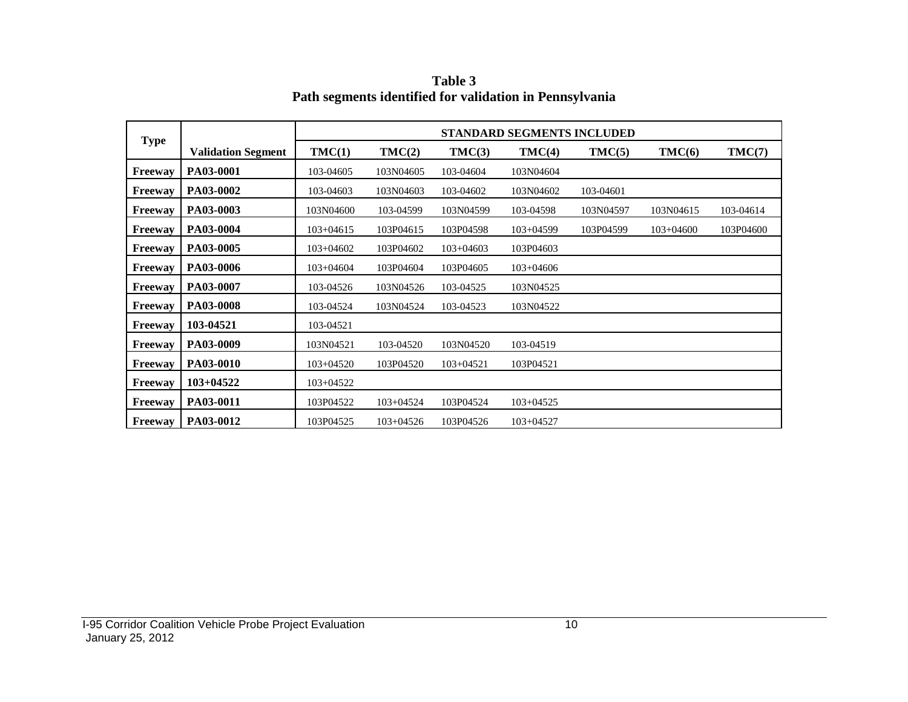**Table 3**
**Path segments identified for validation in Pennsylvania**

| Type | Validation Segment | STANDARD SEGMENTS INCLUDED | | | | | | |
|---|---|---|---|---|---|---|---|---|
| | | TMC(1) | TMC(2) | TMC(3) | TMC(4) | TMC(5) | TMC(6) | TMC(7) |
| **Freeway** | **PA03-0001** | 103-04605 | 103N04605 | 103-04604 | 103N04604 | | | |
| **Freeway** | **PA03-0002** | 103-04603 | 103N04603 | 103-04602 | 103N04602 | 103-04601 | | |
| **Freeway** | **PA03-0003** | 103N04600 | 103-04599 | 103N04599 | 103-04598 | 103N04597 | 103N04615 | 103-04614 |
| **Freeway** | **PA03-0004** | 103+04615 | 103P04615 | 103P04598 | 103+04599 | 103P04599 | 103+04600 | 103P04600 |
| **Freeway** | **PA03-0005** | 103+04602 | 103P04602 | 103+04603 | 103P04603 | | | |
| **Freeway** | **PA03-0006** | 103+04604 | 103P04604 | 103P04605 | 103+04606 | | | |
| **Freeway** | **PA03-0007** | 103-04526 | 103N04526 | 103-04525 | 103N04525 | | | |
| **Freeway** | **PA03-0008** | 103-04524 | 103N04524 | 103-04523 | 103N04522 | | | |
| **Freeway** | **103-04521** | 103-04521 | | | | | | |
| **Freeway** | **PA03-0009** | 103N04521 | 103-04520 | 103N04520 | 103-04519 | | | |
| **Freeway** | **PA03-0010** | 103+04520 | 103P04520 | 103+04521 | 103P04521 | | | |
| **Freeway** | **103+04522** | 103+04522 | | | | | | |
| **Freeway** | **PA03-0011** | 103P04522 | 103+04524 | 103P04524 | 103+04525 | | | |
| **Freeway** | **PA03-0012** | 103P04525 | 103+04526 | 103P04526 | 103+04527 | | | |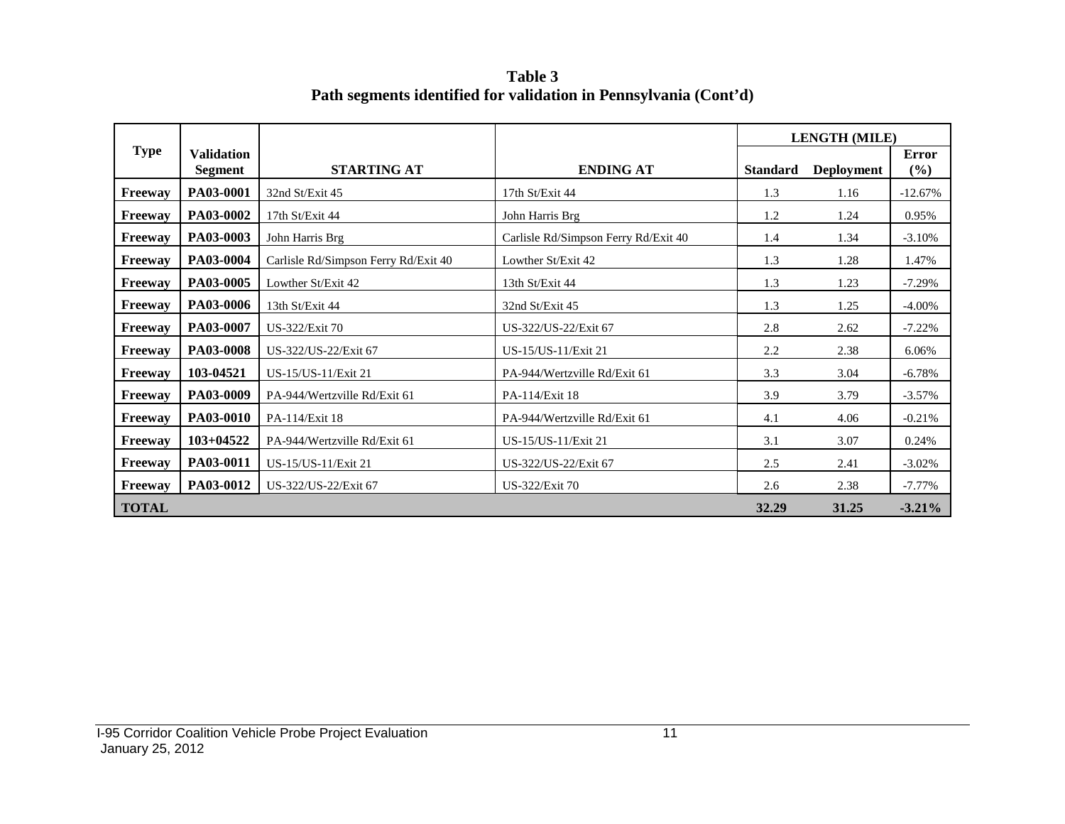**Table 3**
**Path segments identified for validation in Pennsylvania (Cont'd)**

| Type | Validation Segment | STARTING AT | ENDING AT | LENGTH (MILE) | | |
|---|---|---|---|---|---|---|
| | | | | Standard | Deployment | Error (%) |
| Freeway | PA03-0001 | 32nd St/Exit 45 | 17th St/Exit 44 | 1.3 | 1.16 | -12.67% |
| Freeway | PA03-0002 | 17th St/Exit 44 | John Harris Brg | 1.2 | 1.24 | 0.95% |
| Freeway | PA03-0003 | John Harris Brg | Carlisle Rd/Simpson Ferry Rd/Exit 40 | 1.4 | 1.34 | -3.10% |
| Freeway | PA03-0004 | Carlisle Rd/Simpson Ferry Rd/Exit 40 | Lowther St/Exit 42 | 1.3 | 1.28 | 1.47% |
| Freeway | PA03-0005 | Lowther St/Exit 42 | 13th St/Exit 44 | 1.3 | 1.23 | -7.29% |
| Freeway | PA03-0006 | 13th St/Exit 44 | 32nd St/Exit 45 | 1.3 | 1.25 | -4.00% |
| Freeway | PA03-0007 | US-322/Exit 70 | US-322/US-22/Exit 67 | 2.8 | 2.62 | -7.22% |
| Freeway | PA03-0008 | US-322/US-22/Exit 67 | US-15/US-11/Exit 21 | 2.2 | 2.38 | 6.06% |
| Freeway | 103-04521 | US-15/US-11/Exit 21 | PA-944/Wertzville Rd/Exit 61 | 3.3 | 3.04 | -6.78% |
| Freeway | PA03-0009 | PA-944/Wertzville Rd/Exit 61 | PA-114/Exit 18 | 3.9 | 3.79 | -3.57% |
| Freeway | PA03-0010 | PA-114/Exit 18 | PA-944/Wertzville Rd/Exit 61 | 4.1 | 4.06 | -0.21% |
| Freeway | 103+04522 | PA-944/Wertzville Rd/Exit 61 | US-15/US-11/Exit 21 | 3.1 | 3.07 | 0.24% |
| Freeway | PA03-0011 | US-15/US-11/Exit 21 | US-322/US-22/Exit 67 | 2.5 | 2.41 | -3.02% |
| Freeway | PA03-0012 | US-322/US-22/Exit 67 | US-322/Exit 70 | 2.6 | 2.38 | -7.77% |
| **TOTAL** | | | | **32.29** | **31.25** | **-3.21%** |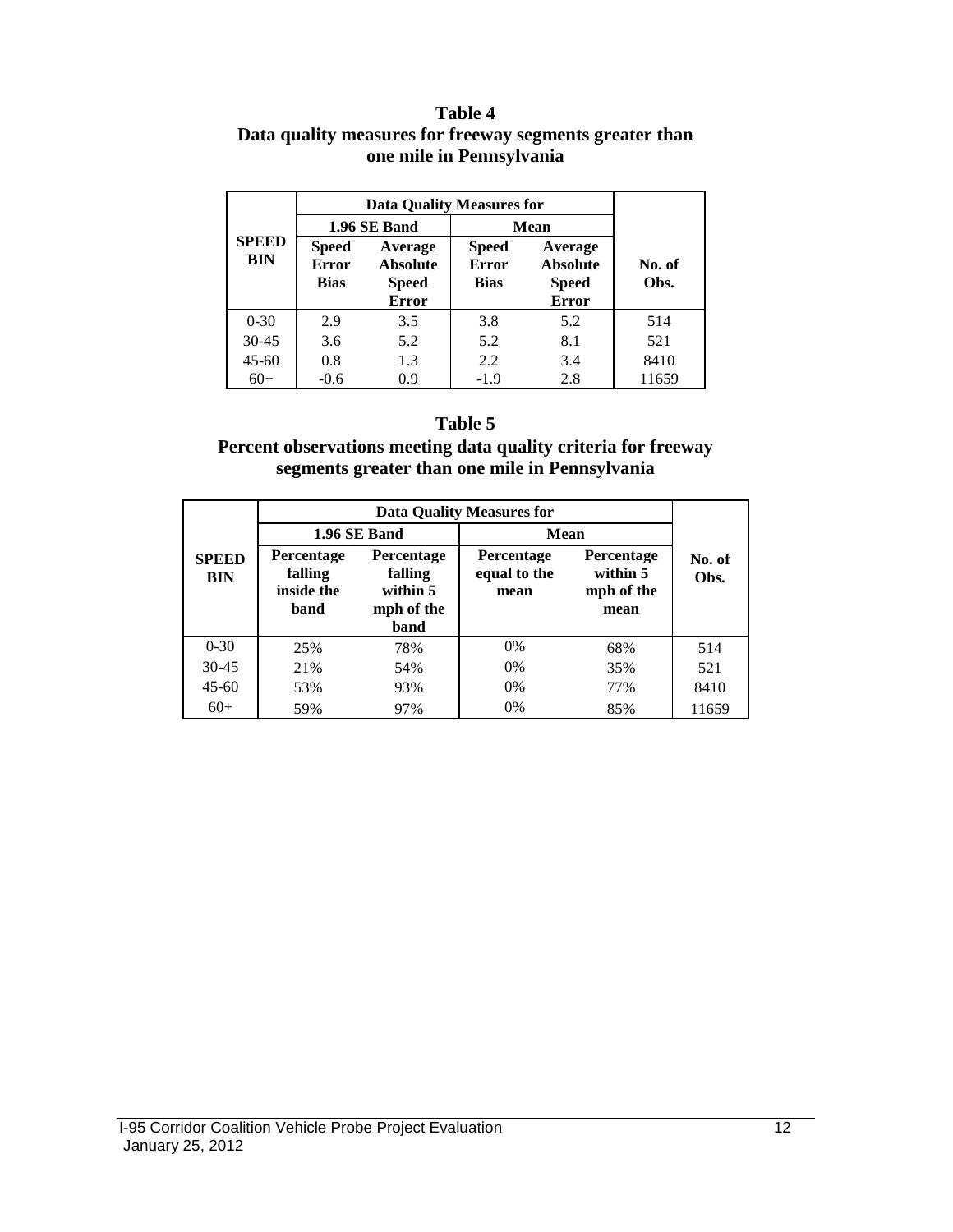**Table 4**
**Data quality measures for freeway segments greater than one mile in Pennsylvania**

| SPEED BIN | Data Quality Measures for | | | | No. of Obs. |
|---|---|---|---|---|---|
| | 1.96 SE Band | | Mean | | |
| | Speed Error Bias | Average Absolute Speed Error | Speed Error Bias | Average Absolute Speed Error | |
| 0-30 | 2.9 | 3.5 | 3.8 | 5.2 | 514 |
| 30-45 | 3.6 | 5.2 | 5.2 | 8.1 | 521 |
| 45-60 | 0.8 | 1.3 | 2.2 | 3.4 | 8410 |
| 60+ | -0.6 | 0.9 | -1.9 | 2.8 | 11659 |

**Table 5**
**Percent observations meeting data quality criteria for freeway segments greater than one mile in Pennsylvania**

| SPEED BIN | Data Quality Measures for | | | | No. of Obs. |
|---|---|---|---|---|---|
| | 1.96 SE Band | | Mean | | |
| | Percentage falling inside the band | Percentage falling within 5 mph of the band | Percentage equal to the mean | Percentage within 5 mph of the mean | |
| 0-30 | 25% | 78% | 0% | 68% | 514 |
| 30-45 | 21% | 54% | 0% | 35% | 521 |
| 45-60 | 53% | 93% | 0% | 77% | 8410 |
| 60+ | 59% | 97% | 0% | 85% | 11659 |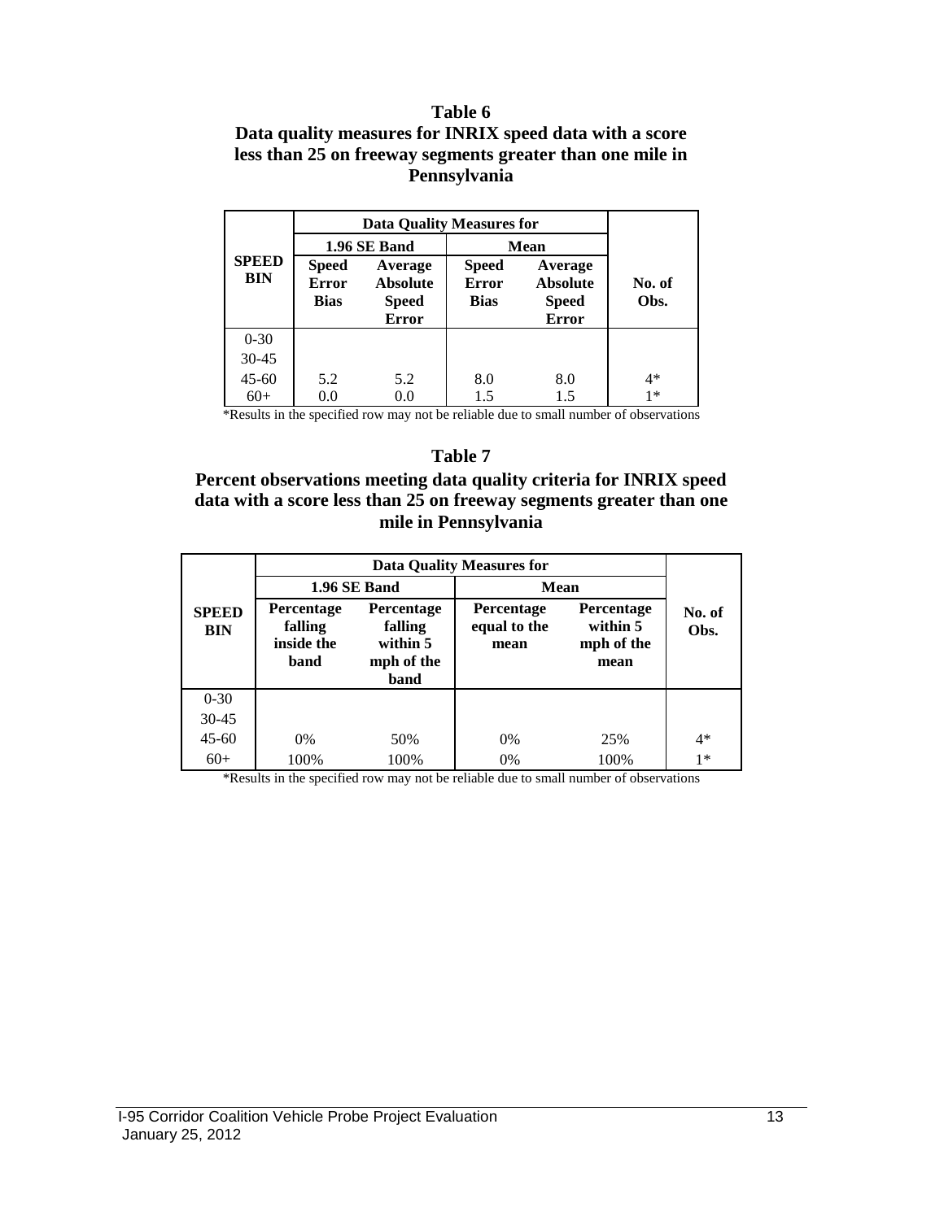**Table 6**

**Data quality measures for INRIX speed data with a score less than 25 on freeway segments greater than one mile in Pennsylvania**

| SPEED BIN | Data Quality Measures for | | | | No. of Obs. |
|---|---|---|---|---|---|
| | 1.96 SE Band | | Mean | | |
| | Speed Error Bias | Average Absolute Speed Error | Speed Error Bias | Average Absolute Speed Error | |
| 0-30 | | | | | |
| 30-45 | | | | | |
| 45-60 | 5.2 | 5.2 | 8.0 | 8.0 | 4* |
| 60+ | 0.0 | 0.0 | 1.5 | 1.5 | 1* |

*Results in the specified row may not be reliable due to small number of observations

**Table 7**

**Percent observations meeting data quality criteria for INRIX speed data with a score less than 25 on freeway segments greater than one mile in Pennsylvania**

| SPEED BIN | Data Quality Measures for | | | | No. of Obs. |
|---|---|---|---|---|---|
| | 1.96 SE Band | | Mean | | |
| | Percentage falling inside the band | Percentage falling within 5 mph of the band | Percentage equal to the mean | Percentage within 5 mph of the mean | |
| 0-30 | | | | | |
| 30-45 | | | | | |
| 45-60 | 0% | 50% | 0% | 25% | 4* |
| 60+ | 100% | 100% | 0% | 100% | 1* |

*Results in the specified row may not be reliable due to small number of observations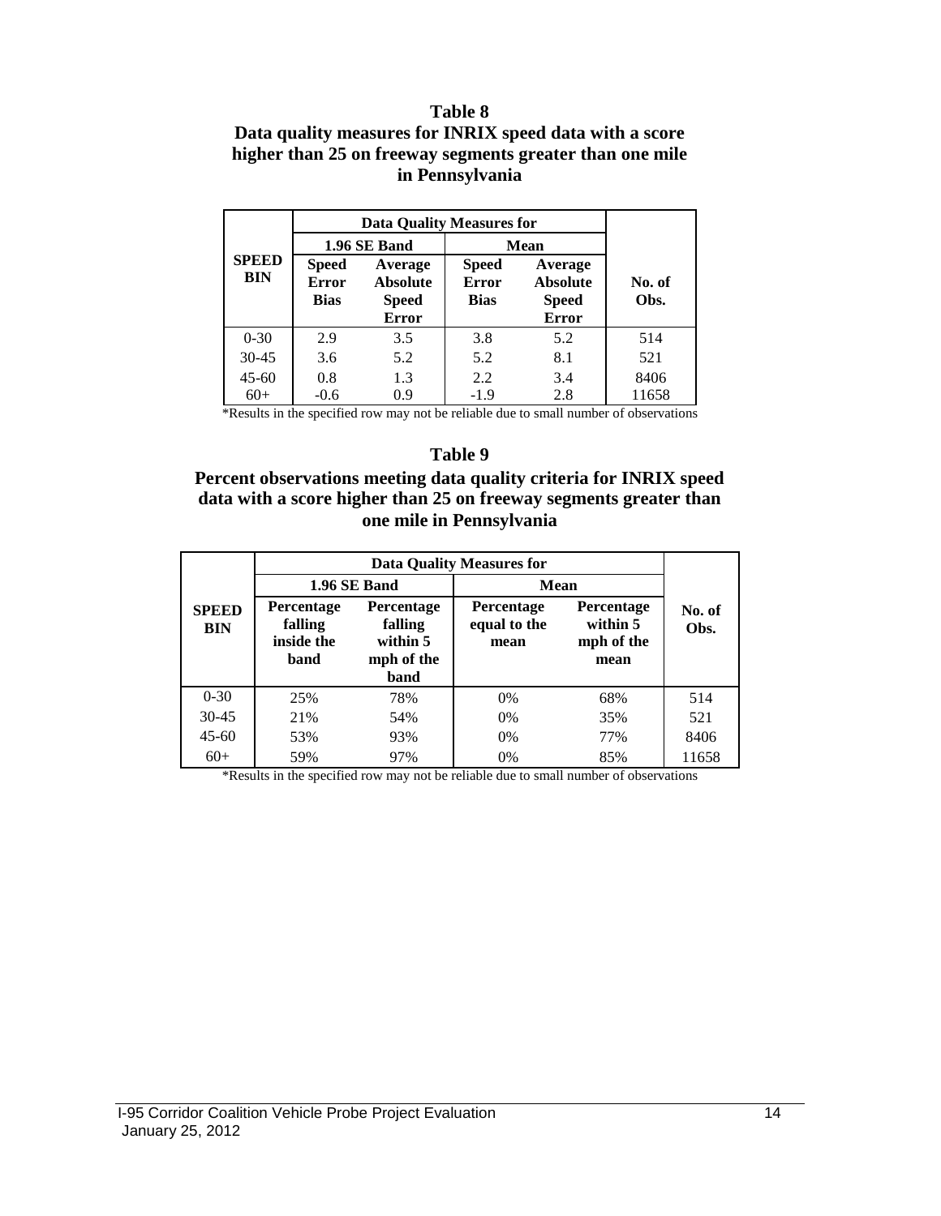**Table 8**

**Data quality measures for INRIX speed data with a score higher than 25 on freeway segments greater than one mile in Pennsylvania**

| SPEED BIN | Data Quality Measures for | | | | No. of Obs. |
|---|---|---|---|---|---|
| | 1.96 SE Band | | Mean | | |
| | Speed Error Bias | Average Absolute Speed Error | Speed Error Bias | Average Absolute Speed Error | |
| 0-30 | 2.9 | 3.5 | 3.8 | 5.2 | 514 |
| 30-45 | 3.6 | 5.2 | 5.2 | 8.1 | 521 |
| 45-60 | 0.8 | 1.3 | 2.2 | 3.4 | 8406 |
| 60+ | -0.6 | 0.9 | -1.9 | 2.8 | 11658 |

*Results in the specified row may not be reliable due to small number of observations

**Table 9**

**Percent observations meeting data quality criteria for INRIX speed data with a score higher than 25 on freeway segments greater than one mile in Pennsylvania**

| SPEED BIN | Data Quality Measures for | | | | No. of Obs. |
|---|---|---|---|---|---|
| | 1.96 SE Band | | Mean | | |
| | Percentage falling inside the band | Percentage falling within 5 mph of the band | Percentage equal to the mean | Percentage within 5 mph of the mean | |
| 0-30 | 25% | 78% | 0% | 68% | 514 |
| 30-45 | 21% | 54% | 0% | 35% | 521 |
| 45-60 | 53% | 93% | 0% | 77% | 8406 |
| 60+ | 59% | 97% | 0% | 85% | 11658 |

*Results in the specified row may not be reliable due to small number of observations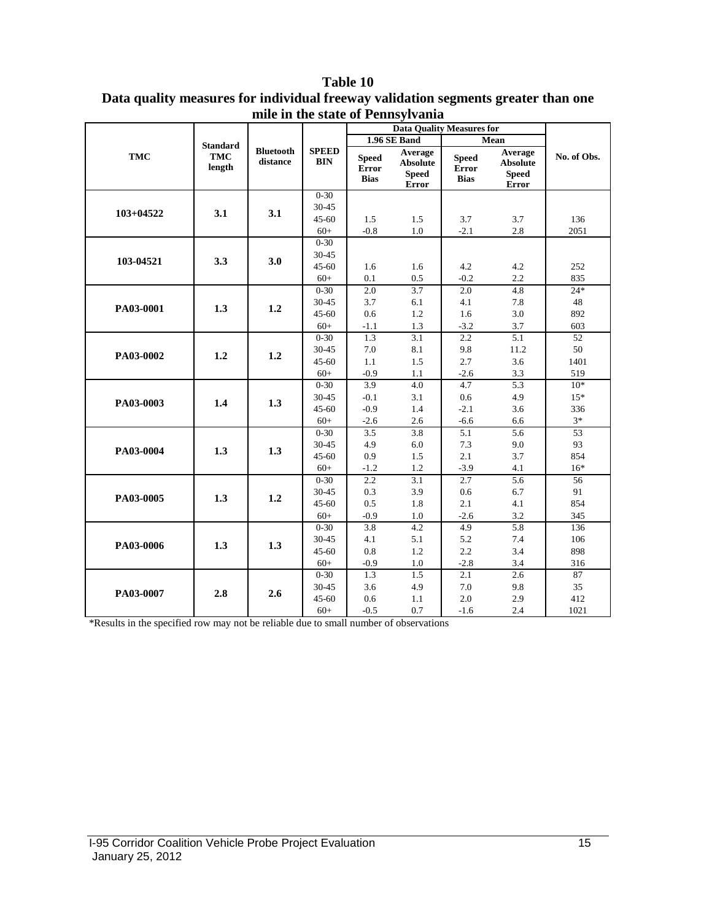**Table 10**
**Data quality measures for individual freeway validation segments greater than one mile in the state of Pennsylvania**

| TMC | Standard TMC length | Bluetooth distance | SPEED BIN | Data Quality Measures for 1.96 SE Band: Speed Error Bias | Data Quality Measures for 1.96 SE Band: Average Absolute Speed Error | Data Quality Measures for Mean: Speed Error Bias | Data Quality Measures for Mean: Average Absolute Speed Error | No. of Obs. |
|---|---|---|---|---|---|---|---|---|
| 103+04522 | 3.1 | 3.1 | 0-30 | | | | | |
| | | | 30-45 | | | | | |
| | | | 45-60 | 1.5 | 1.5 | 3.7 | 3.7 | 136 |
| | | | 60+ | -0.8 | 1.0 | -2.1 | 2.8 | 2051 |
| 103-04521 | 3.3 | 3.0 | 0-30 | | | | | |
| | | | 30-45 | | | | | |
| | | | 45-60 | 1.6 | 1.6 | 4.2 | 4.2 | 252 |
| | | | 60+ | 0.1 | 0.5 | -0.2 | 2.2 | 835 |
| PA03-0001 | 1.3 | 1.2 | 0-30 | 2.0 | 3.7 | 2.0 | 4.8 | 24* |
| | | | 30-45 | 3.7 | 6.1 | 4.1 | 7.8 | 48 |
| | | | 45-60 | 0.6 | 1.2 | 1.6 | 3.0 | 892 |
| | | | 60+ | -1.1 | 1.3 | -3.2 | 3.7 | 603 |
| PA03-0002 | 1.2 | 1.2 | 0-30 | 1.3 | 3.1 | 2.2 | 5.1 | 52 |
| | | | 30-45 | 7.0 | 8.1 | 9.8 | 11.2 | 50 |
| | | | 45-60 | 1.1 | 1.5 | 2.7 | 3.6 | 1401 |
| | | | 60+ | -0.9 | 1.1 | -2.6 | 3.3 | 519 |
| PA03-0003 | 1.4 | 1.3 | 0-30 | 3.9 | 4.0 | 4.7 | 5.3 | 10* |
| | | | 30-45 | -0.1 | 3.1 | 0.6 | 4.9 | 15* |
| | | | 45-60 | -0.9 | 1.4 | -2.1 | 3.6 | 336 |
| | | | 60+ | -2.6 | 2.6 | -6.6 | 6.6 | 3* |
| PA03-0004 | 1.3 | 1.3 | 0-30 | 3.5 | 3.8 | 5.1 | 5.6 | 53 |
| | | | 30-45 | 4.9 | 6.0 | 7.3 | 9.0 | 93 |
| | | | 45-60 | 0.9 | 1.5 | 2.1 | 3.7 | 854 |
| | | | 60+ | -1.2 | 1.2 | -3.9 | 4.1 | 16* |
| PA03-0005 | 1.3 | 1.2 | 0-30 | 2.2 | 3.1 | 2.7 | 5.6 | 56 |
| | | | 30-45 | 0.3 | 3.9 | 0.6 | 6.7 | 91 |
| | | | 45-60 | 0.5 | 1.8 | 2.1 | 4.1 | 854 |
| | | | 60+ | -0.9 | 1.0 | -2.6 | 3.2 | 345 |
| PA03-0006 | 1.3 | 1.3 | 0-30 | 3.8 | 4.2 | 4.9 | 5.8 | 136 |
| | | | 30-45 | 4.1 | 5.1 | 5.2 | 7.4 | 106 |
| | | | 45-60 | 0.8 | 1.2 | 2.2 | 3.4 | 898 |
| | | | 60+ | -0.9 | 1.0 | -2.8 | 3.4 | 316 |
| PA03-0007 | 2.8 | 2.6 | 0-30 | 1.3 | 1.5 | 2.1 | 2.6 | 87 |
| | | | 30-45 | 3.6 | 4.9 | 7.0 | 9.8 | 35 |
| | | | 45-60 | 0.6 | 1.1 | 2.0 | 2.9 | 412 |
| | | | 60+ | -0.5 | 0.7 | -1.6 | 2.4 | 1021 |

*Results in the specified row may not be reliable due to small number of observations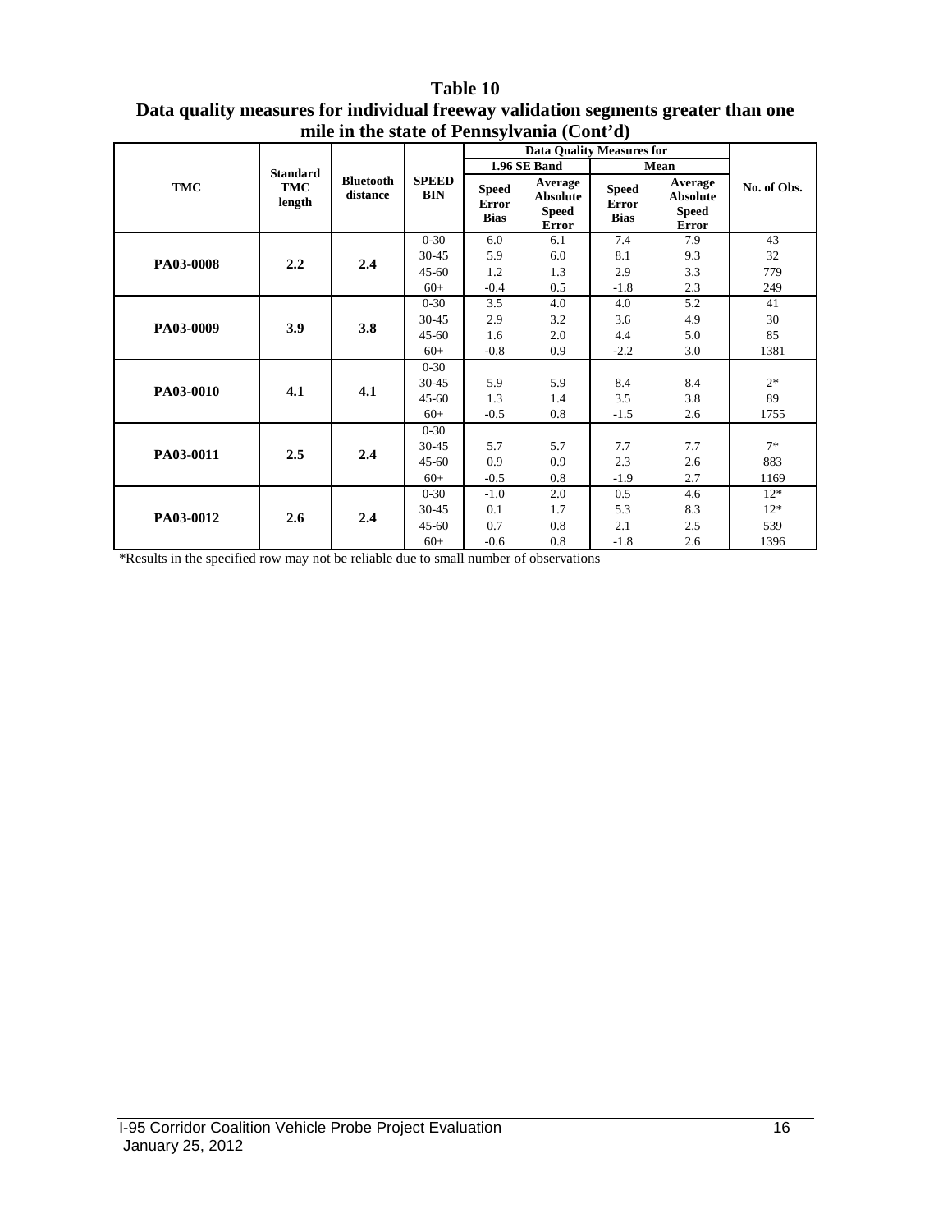**Table 10**

**Data quality measures for individual freeway validation segments greater than one mile in the state of Pennsylvania (Cont'd)**

| TMC | Standard TMC length | Bluetooth distance | SPEED BIN | Data Quality Measures for 1.96 SE Band: Speed Error Bias | Data Quality Measures for 1.96 SE Band: Average Absolute Speed Error | Data Quality Measures for Mean: Speed Error Bias | Data Quality Measures for Mean: Average Absolute Speed Error | No. of Obs. |
|---|---|---|---|---|---|---|---|---|
| **PA03-0008** | **2.2** | **2.4** | 0-30 | 6.0 | 6.1 | 7.4 | 7.9 | 43 |
| | | | 30-45 | 5.9 | 6.0 | 8.1 | 9.3 | 32 |
| | | | 45-60 | 1.2 | 1.3 | 2.9 | 3.3 | 779 |
| | | | 60+ | -0.4 | 0.5 | -1.8 | 2.3 | 249 |
| **PA03-0009** | **3.9** | **3.8** | 0-30 | 3.5 | 4.0 | 4.0 | 5.2 | 41 |
| | | | 30-45 | 2.9 | 3.2 | 3.6 | 4.9 | 30 |
| | | | 45-60 | 1.6 | 2.0 | 4.4 | 5.0 | 85 |
| | | | 60+ | -0.8 | 0.9 | -2.2 | 3.0 | 1381 |
| **PA03-0010** | **4.1** | **4.1** | 0-30 | | | | | |
| | | | 30-45 | 5.9 | 5.9 | 8.4 | 8.4 | 2* |
| | | | 45-60 | 1.3 | 1.4 | 3.5 | 3.8 | 89 |
| | | | 60+ | -0.5 | 0.8 | -1.5 | 2.6 | 1755 |
| **PA03-0011** | **2.5** | **2.4** | 0-30 | | | | | |
| | | | 30-45 | 5.7 | 5.7 | 7.7 | 7.7 | 7* |
| | | | 45-60 | 0.9 | 0.9 | 2.3 | 2.6 | 883 |
| | | | 60+ | -0.5 | 0.8 | -1.9 | 2.7 | 1169 |
| **PA03-0012** | **2.6** | **2.4** | 0-30 | -1.0 | 2.0 | 0.5 | 4.6 | 12* |
| | | | 30-45 | 0.1 | 1.7 | 5.3 | 8.3 | 12* |
| | | | 45-60 | 0.7 | 0.8 | 2.1 | 2.5 | 539 |
| | | | 60+ | -0.6 | 0.8 | -1.8 | 2.6 | 1396 |

*Results in the specified row may not be reliable due to small number of observations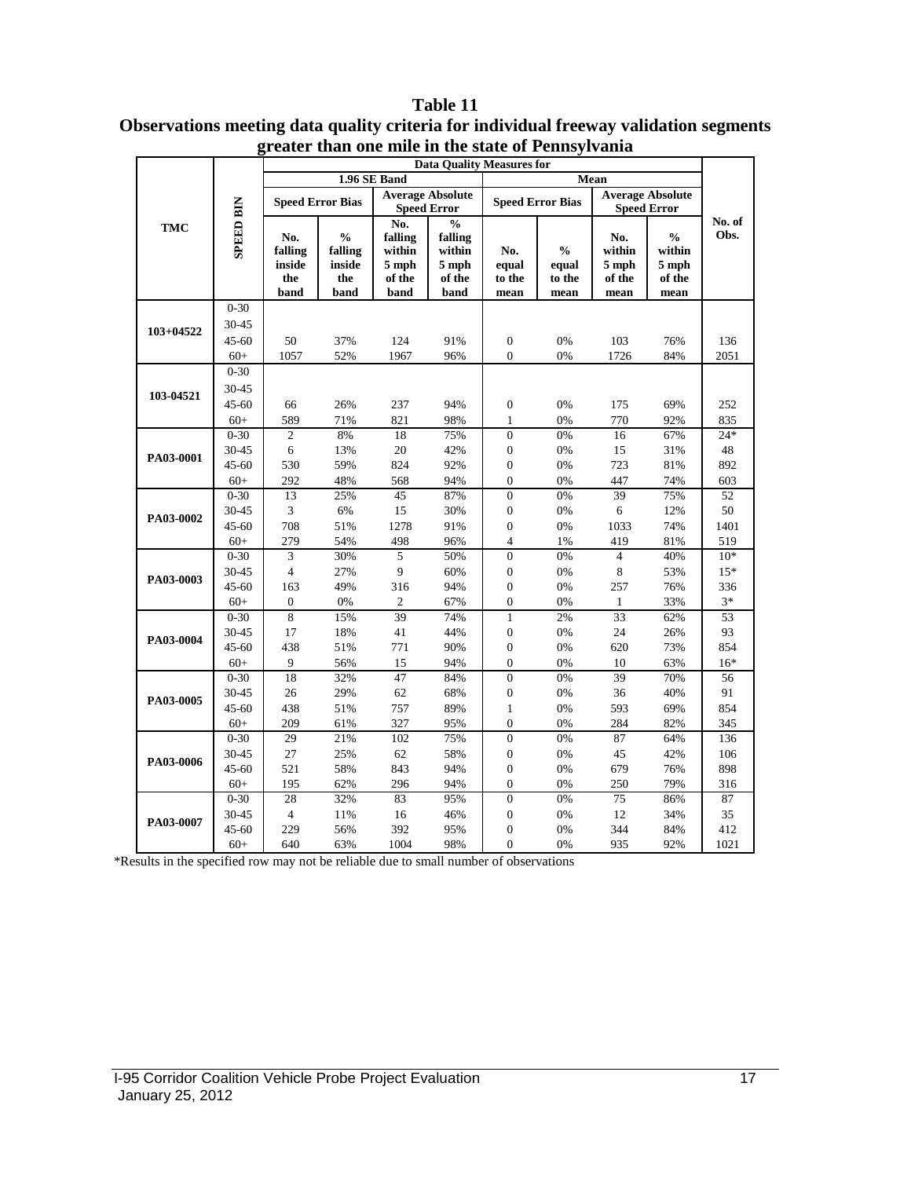# Table 11

## Observations meeting data quality criteria for individual freeway validation segments greater than one mile in the state of Pennsylvania

| TMC | SPEED BIN | Data Quality Measures for | | | | | | | | No. of Obs. |
|---|---|---|---|---|---|---|---|---|---|---|
| | | 1.96 SE Band | | | | Mean | | | | |
| | | Speed Error Bias | | Average Absolute Speed Error | | Speed Error Bias | | Average Absolute Speed Error | | |
| | | No. falling inside the band | % falling inside the band | No. falling within 5 mph of the band | % falling within 5 mph of the band | No. equal to the mean | % equal to the mean | No. within 5 mph of the mean | % within 5 mph of the mean | |
| 103+04522 | 0-30 | | | | | | | | | |
| | 30-45 | | | | | | | | | |
| | 45-60 | 50 | 37% | 124 | 91% | 0 | 0% | 103 | 76% | 136 |
| | 60+ | 1057 | 52% | 1967 | 96% | 0 | 0% | 1726 | 84% | 2051 |
| 103-04521 | 0-30 | | | | | | | | | |
| | 30-45 | | | | | | | | | |
| | 45-60 | 66 | 26% | 237 | 94% | 0 | 0% | 175 | 69% | 252 |
| | 60+ | 589 | 71% | 821 | 98% | 1 | 0% | 770 | 92% | 835 |
| PA03-0001 | 0-30 | 2 | 8% | 18 | 75% | 0 | 0% | 16 | 67% | 24* |
| | 30-45 | 6 | 13% | 20 | 42% | 0 | 0% | 15 | 31% | 48 |
| | 45-60 | 530 | 59% | 824 | 92% | 0 | 0% | 723 | 81% | 892 |
| | 60+ | 292 | 48% | 568 | 94% | 0 | 0% | 447 | 74% | 603 |
| PA03-0002 | 0-30 | 13 | 25% | 45 | 87% | 0 | 0% | 39 | 75% | 52 |
| | 30-45 | 3 | 6% | 15 | 30% | 0 | 0% | 6 | 12% | 50 |
| | 45-60 | 708 | 51% | 1278 | 91% | 0 | 0% | 1033 | 74% | 1401 |
| | 60+ | 279 | 54% | 498 | 96% | 4 | 1% | 419 | 81% | 519 |
| PA03-0003 | 0-30 | 3 | 30% | 5 | 50% | 0 | 0% | 4 | 40% | 10* |
| | 30-45 | 4 | 27% | 9 | 60% | 0 | 0% | 8 | 53% | 15* |
| | 45-60 | 163 | 49% | 316 | 94% | 0 | 0% | 257 | 76% | 336 |
| | 60+ | 0 | 0% | 2 | 67% | 0 | 0% | 1 | 33% | 3* |
| PA03-0004 | 0-30 | 8 | 15% | 39 | 74% | 1 | 2% | 33 | 62% | 53 |
| | 30-45 | 17 | 18% | 41 | 44% | 0 | 0% | 24 | 26% | 93 |
| | 45-60 | 438 | 51% | 771 | 90% | 0 | 0% | 620 | 73% | 854 |
| | 60+ | 9 | 56% | 15 | 94% | 0 | 0% | 10 | 63% | 16* |
| PA03-0005 | 0-30 | 18 | 32% | 47 | 84% | 0 | 0% | 39 | 70% | 56 |
| | 30-45 | 26 | 29% | 62 | 68% | 0 | 0% | 36 | 40% | 91 |
| | 45-60 | 438 | 51% | 757 | 89% | 1 | 0% | 593 | 69% | 854 |
| | 60+ | 209 | 61% | 327 | 95% | 0 | 0% | 284 | 82% | 345 |
| PA03-0006 | 0-30 | 29 | 21% | 102 | 75% | 0 | 0% | 87 | 64% | 136 |
| | 30-45 | 27 | 25% | 62 | 58% | 0 | 0% | 45 | 42% | 106 |
| | 45-60 | 521 | 58% | 843 | 94% | 0 | 0% | 679 | 76% | 898 |
| | 60+ | 195 | 62% | 296 | 94% | 0 | 0% | 250 | 79% | 316 |
| PA03-0007 | 0-30 | 28 | 32% | 83 | 95% | 0 | 0% | 75 | 86% | 87 |
| | 30-45 | 4 | 11% | 16 | 46% | 0 | 0% | 12 | 34% | 35 |
| | 45-60 | 229 | 56% | 392 | 95% | 0 | 0% | 344 | 84% | 412 |
| | 60+ | 640 | 63% | 1004 | 98% | 0 | 0% | 935 | 92% | 1021 |

*Results in the specified row may not be reliable due to small number of observations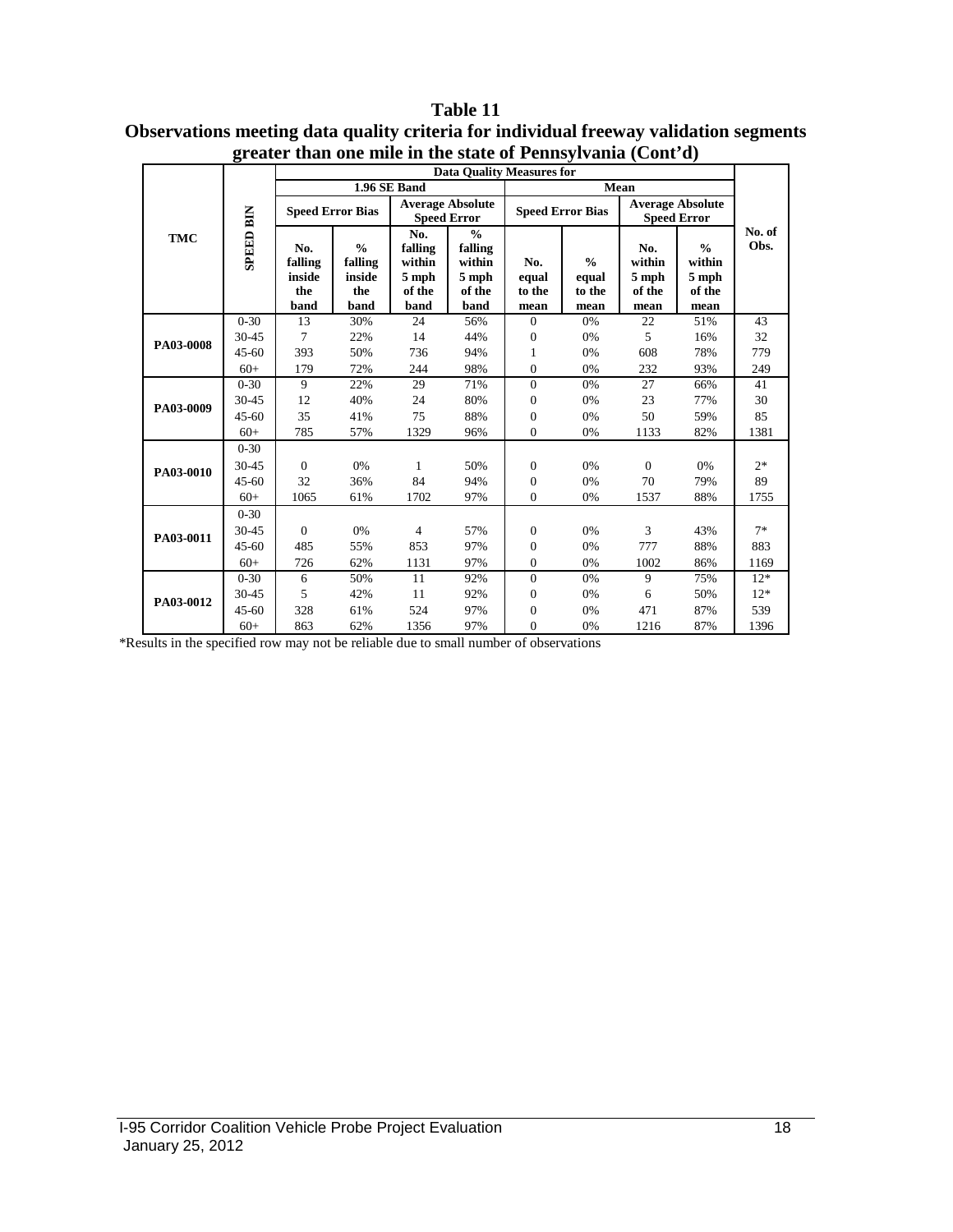# Table 11

## Observations meeting data quality criteria for individual freeway validation segments greater than one mile in the state of Pennsylvania (Cont'd)

| TMC | SPEED BIN | Data Quality Measures for | | | | | | | | No. of Obs. |
|---|---|---|---|---|---|---|---|---|---|---|
| | | 1.96 SE Band | | | | Mean | | | | |
| | | Speed Error Bias | | Average Absolute Speed Error | | Speed Error Bias | | Average Absolute Speed Error | | |
| | | No. falling inside the band | % falling inside the band | No. falling within 5 mph of the band | % falling within 5 mph of the band | No. equal to the mean | % equal to the mean | No. within 5 mph of the mean | % within 5 mph of the mean | |
| PA03-0008 | 0-30 | 13 | 30% | 24 | 56% | 0 | 0% | 22 | 51% | 43 |
| | 30-45 | 7 | 22% | 14 | 44% | 0 | 0% | 5 | 16% | 32 |
| | 45-60 | 393 | 50% | 736 | 94% | 1 | 0% | 608 | 78% | 779 |
| | 60+ | 179 | 72% | 244 | 98% | 0 | 0% | 232 | 93% | 249 |
| PA03-0009 | 0-30 | 9 | 22% | 29 | 71% | 0 | 0% | 27 | 66% | 41 |
| | 30-45 | 12 | 40% | 24 | 80% | 0 | 0% | 23 | 77% | 30 |
| | 45-60 | 35 | 41% | 75 | 88% | 0 | 0% | 50 | 59% | 85 |
| | 60+ | 785 | 57% | 1329 | 96% | 0 | 0% | 1133 | 82% | 1381 |
| PA03-0010 | 0-30 | | | | | | | | | |
| | 30-45 | 0 | 0% | 1 | 50% | 0 | 0% | 0 | 0% | 2* |
| | 45-60 | 32 | 36% | 84 | 94% | 0 | 0% | 70 | 79% | 89 |
| | 60+ | 1065 | 61% | 1702 | 97% | 0 | 0% | 1537 | 88% | 1755 |
| PA03-0011 | 0-30 | | | | | | | | | |
| | 30-45 | 0 | 0% | 4 | 57% | 0 | 0% | 3 | 43% | 7* |
| | 45-60 | 485 | 55% | 853 | 97% | 0 | 0% | 777 | 88% | 883 |
| | 60+ | 726 | 62% | 1131 | 97% | 0 | 0% | 1002 | 86% | 1169 |
| PA03-0012 | 0-30 | 6 | 50% | 11 | 92% | 0 | 0% | 9 | 75% | 12* |
| | 30-45 | 5 | 42% | 11 | 92% | 0 | 0% | 6 | 50% | 12* |
| | 45-60 | 328 | 61% | 524 | 97% | 0 | 0% | 471 | 87% | 539 |
| | 60+ | 863 | 62% | 1356 | 97% | 0 | 0% | 1216 | 87% | 1396 |

*Results in the specified row may not be reliable due to small number of observations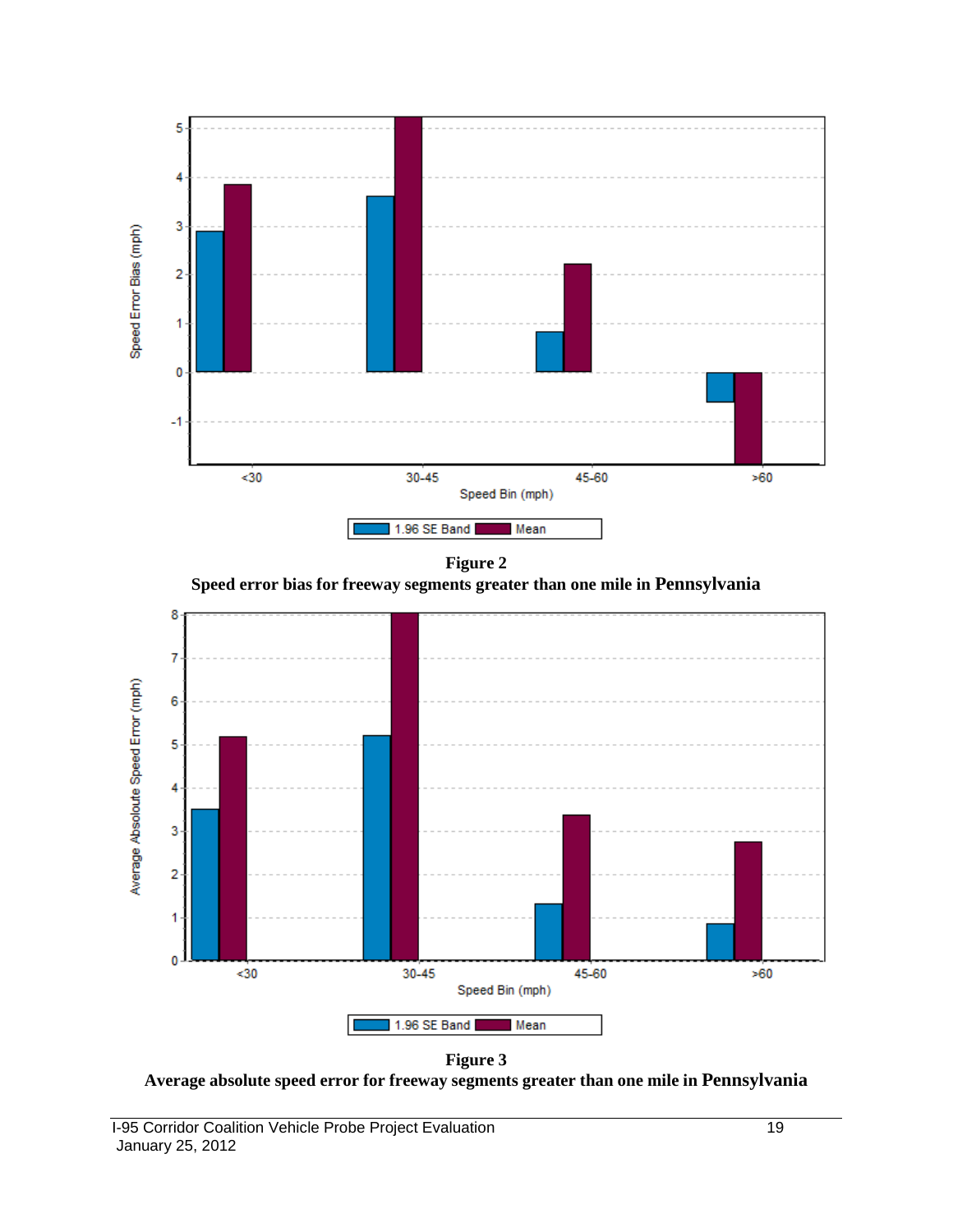**Figure 2**
**Speed error bias for freeway segments greater than one mile in Pennsylvania**

**Figure 3**
**Average absolute speed error for freeway segments greater than one mile in Pennsylvania**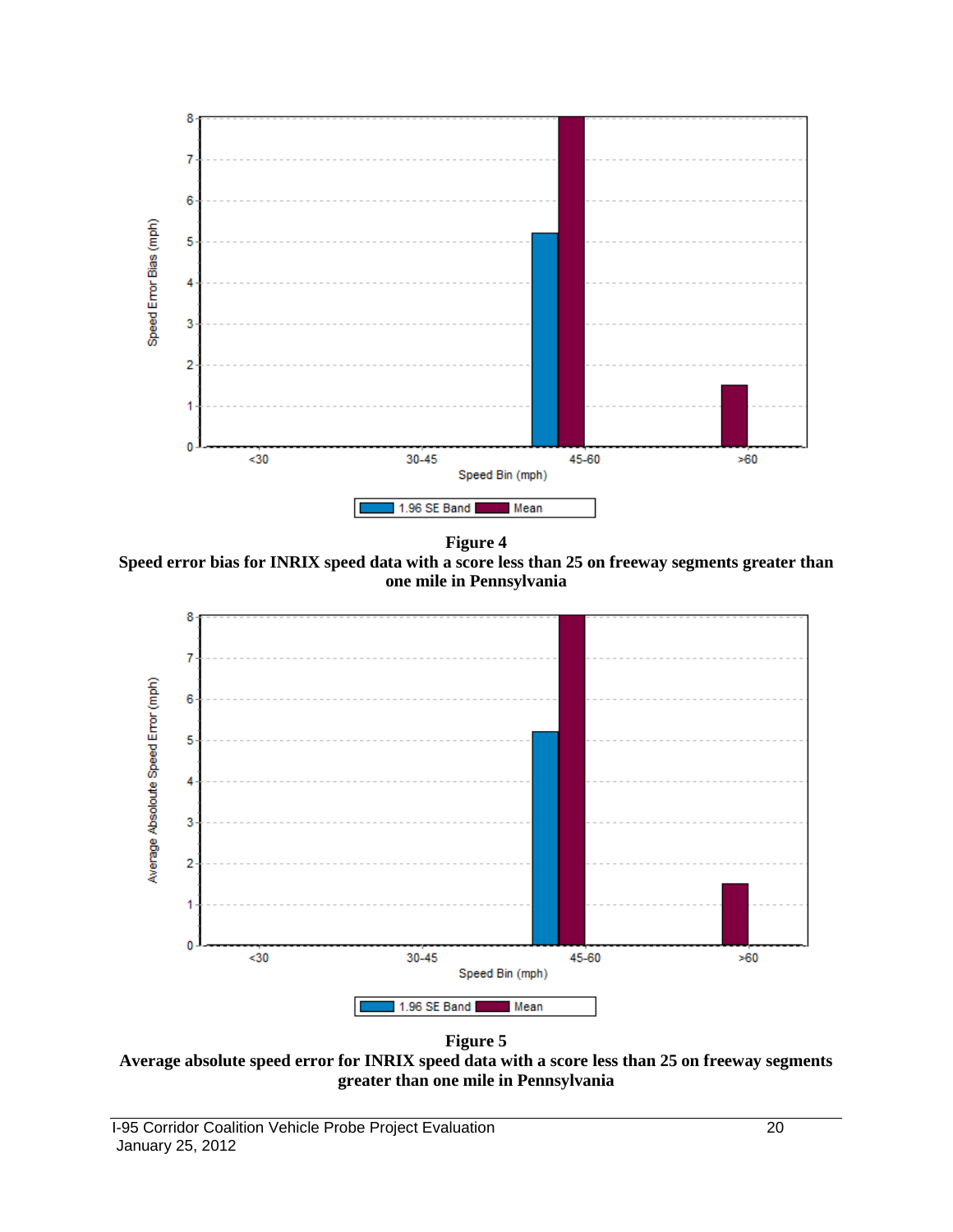**Figure 4**
**Speed error bias for INRIX speed data with a score less than 25 on freeway segments greater than one mile in Pennsylvania**

**Figure 5**
**Average absolute speed error for INRIX speed data with a score less than 25 on freeway segments greater than one mile in Pennsylvania**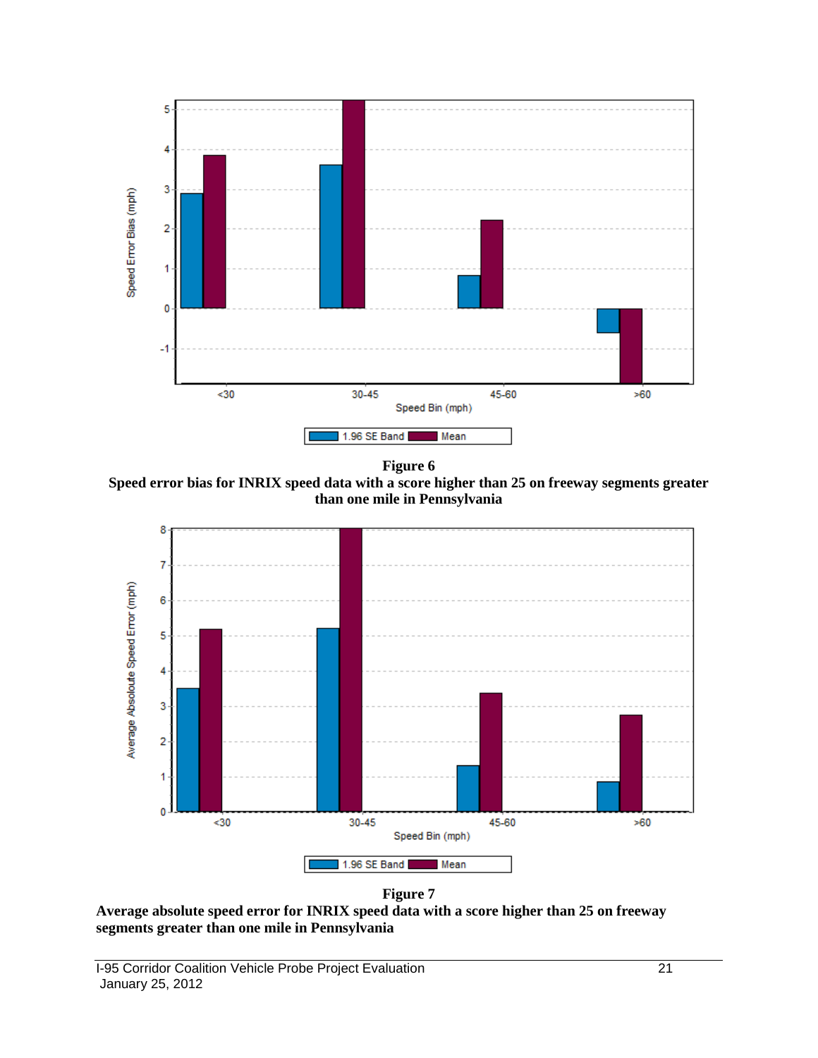Speed Error Bias (mph)

5
4
3
2
1
0
-1

<30
30-45
45-60
>60

Speed Bin (mph)

1.96 SE Band
Mean

**Figure 6**
**Speed error bias for INRIX speed data with a score higher than 25 on freeway segments greater than one mile in Pennsylvania**

Average Absoloute Speed Error (mph)

8
7
6
5
4
3
2
1
0

<30
30-45
45-60
>60

Speed Bin (mph)

1.96 SE Band
Mean

**Figure 7**
**Average absolute speed error for INRIX speed data with a score higher than 25 on freeway segments greater than one mile in Pennsylvania**